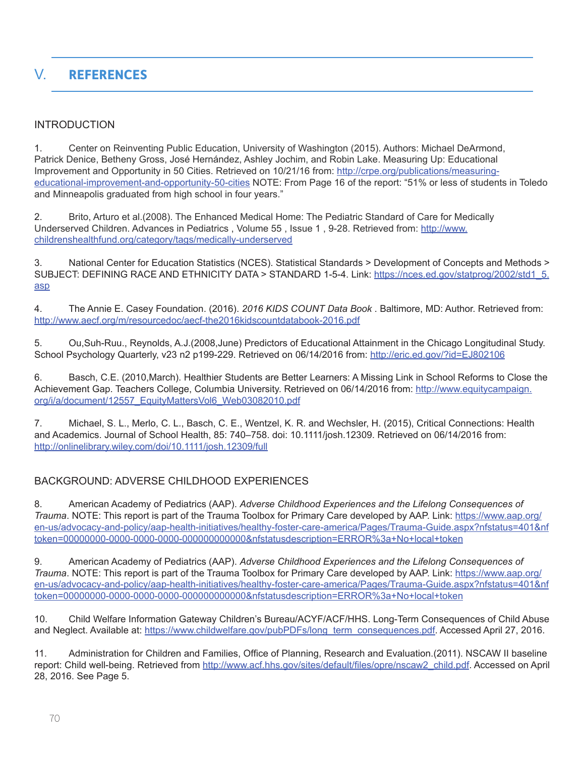# V. REFERENCES

## INTRODUCTION

1. Center on Reinventing Public Education, University of Washington (2015). Authors: Michael DeArmond, Patrick Denice, Betheny Gross, José Hernández, Ashley Jochim, and Robin Lake. Measuring Up: Educational Improvement and Opportunity in 50 Cities. Retrieved on 10/21/16 from: http://crpe.org/publications/measuring-educational-improvement-and-opportunity-50-cities NOTE: From Page 16 of the report: "51% or less of students in Toledo and Minneapolis graduated from high school in four years."

2. Brito, Arturo et al.(2008). The Enhanced Medical Home: The Pediatric Standard of Care for Medically Underserved Children. Advances in Pediatrics , Volume 55 , Issue 1 , 9-28. Retrieved from: http://www.childrenshealthfund.org/category/tags/medically-underserved

3. National Center for Education Statistics (NCES). Statistical Standards > Development of Concepts and Methods > SUBJECT: DEFINING RACE AND ETHNICITY DATA > STANDARD 1-5-4. Link: https://nces.ed.gov/statprog/2002/std1_5.asp

4. The Annie E. Casey Foundation. (2016). *2016 KIDS COUNT Data Book* . Baltimore, MD: Author. Retrieved from: http://www.aecf.org/m/resourcedoc/aecf-the2016kidscountdatabook-2016.pdf

5. Ou,Suh-Ruu., Reynolds, A.J.(2008,June) Predictors of Educational Attainment in the Chicago Longitudinal Study. School Psychology Quarterly, v23 n2 p199-229. Retrieved on 06/14/2016 from: http://eric.ed.gov/?id=EJ802106

6. Basch, C.E. (2010,March). Healthier Students are Better Learners: A Missing Link in School Reforms to Close the Achievement Gap. Teachers College, Columbia University. Retrieved on 06/14/2016 from: http://www.equitycampaign.org/i/a/document/12557_EquityMattersVol6_Web03082010.pdf

7. Michael, S. L., Merlo, C. L., Basch, C. E., Wentzel, K. R. and Wechsler, H. (2015), Critical Connections: Health and Academics. Journal of School Health, 85: 740–758. doi: 10.1111/josh.12309. Retrieved on 06/14/2016 from: http://onlinelibrary.wiley.com/doi/10.1111/josh.12309/full

## BACKGROUND: ADVERSE CHILDHOOD EXPERIENCES

8. American Academy of Pediatrics (AAP). *Adverse Childhood Experiences and the Lifelong Consequences of Trauma*. NOTE: This report is part of the Trauma Toolbox for Primary Care developed by AAP. Link: https://www.aap.org/en-us/advocacy-and-policy/aap-health-initiatives/healthy-foster-care-america/Pages/Trauma-Guide.aspx?nfstatus=401&nftoken=00000000-0000-0000-0000-000000000000&nfstatusdescription=ERROR%3a+No+local+token

9. American Academy of Pediatrics (AAP). *Adverse Childhood Experiences and the Lifelong Consequences of Trauma*. NOTE: This report is part of the Trauma Toolbox for Primary Care developed by AAP. Link: https://www.aap.org/en-us/advocacy-and-policy/aap-health-initiatives/healthy-foster-care-america/Pages/Trauma-Guide.aspx?nfstatus=401&nftoken=00000000-0000-0000-0000-000000000000&nfstatusdescription=ERROR%3a+No+local+token

10. Child Welfare Information Gateway Children's Bureau/ACYF/ACF/HHS. Long-Term Consequences of Child Abuse and Neglect. Available at: https://www.childwelfare.gov/pubPDFs/long_term_consequences.pdf. Accessed April 27, 2016.

11. Administration for Children and Families, Office of Planning, Research and Evaluation.(2011). NSCAW II baseline report: Child well-being. Retrieved from http://www.acf.hhs.gov/sites/default/files/opre/nscaw2_child.pdf. Accessed on April 28, 2016. See Page 5.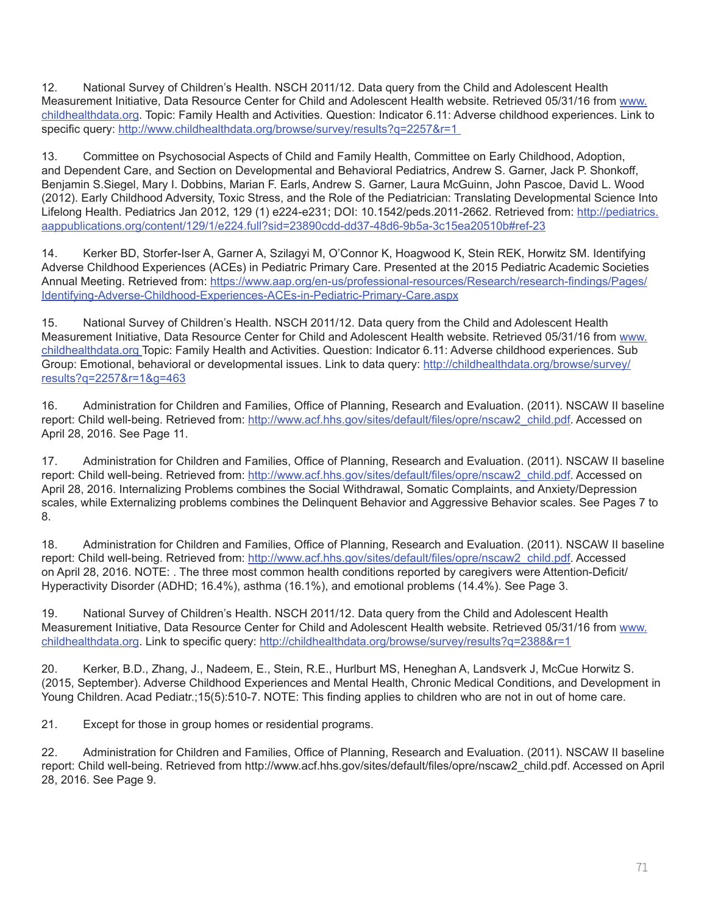12. National Survey of Children's Health. NSCH 2011/12. Data query from the Child and Adolescent Health Measurement Initiative, Data Resource Center for Child and Adolescent Health website. Retrieved 05/31/16 from www.childhealthdata.org. Topic: Family Health and Activities. Question: Indicator 6.11: Adverse childhood experiences. Link to specific query: http://www.childhealthdata.org/browse/survey/results?q=2257&r=1

13. Committee on Psychosocial Aspects of Child and Family Health, Committee on Early Childhood, Adoption, and Dependent Care, and Section on Developmental and Behavioral Pediatrics, Andrew S. Garner, Jack P. Shonkoff, Benjamin S.Siegel, Mary I. Dobbins, Marian F. Earls, Andrew S. Garner, Laura McGuinn, John Pascoe, David L. Wood (2012). Early Childhood Adversity, Toxic Stress, and the Role of the Pediatrician: Translating Developmental Science Into Lifelong Health. Pediatrics Jan 2012, 129 (1) e224-e231; DOI: 10.1542/peds.2011-2662. Retrieved from: http://pediatrics.aappublications.org/content/129/1/e224.full?sid=23890cdd-dd37-48d6-9b5a-3c15ea20510b#ref-23

14. Kerker BD, Storfer-Iser A, Garner A, Szilagyi M, O'Connor K, Hoagwood K, Stein REK, Horwitz SM. Identifying Adverse Childhood Experiences (ACEs) in Pediatric Primary Care. Presented at the 2015 Pediatric Academic Societies Annual Meeting. Retrieved from: https://www.aap.org/en-us/professional-resources/Research/research-findings/Pages/Identifying-Adverse-Childhood-Experiences-ACEs-in-Pediatric-Primary-Care.aspx

15. National Survey of Children's Health. NSCH 2011/12. Data query from the Child and Adolescent Health Measurement Initiative, Data Resource Center for Child and Adolescent Health website. Retrieved 05/31/16 from www.childhealthdata.org Topic: Family Health and Activities. Question: Indicator 6.11: Adverse childhood experiences. Sub Group: Emotional, behavioral or developmental issues. Link to data query: http://childhealthdata.org/browse/survey/results?q=2257&r=1&g=463

16. Administration for Children and Families, Office of Planning, Research and Evaluation. (2011). NSCAW II baseline report: Child well-being. Retrieved from: http://www.acf.hhs.gov/sites/default/files/opre/nscaw2_child.pdf. Accessed on April 28, 2016. See Page 11.

17. Administration for Children and Families, Office of Planning, Research and Evaluation. (2011). NSCAW II baseline report: Child well-being. Retrieved from: http://www.acf.hhs.gov/sites/default/files/opre/nscaw2_child.pdf. Accessed on April 28, 2016. Internalizing Problems combines the Social Withdrawal, Somatic Complaints, and Anxiety/Depression scales, while Externalizing problems combines the Delinquent Behavior and Aggressive Behavior scales. See Pages 7 to 8.

18. Administration for Children and Families, Office of Planning, Research and Evaluation. (2011). NSCAW II baseline report: Child well-being. Retrieved from: http://www.acf.hhs.gov/sites/default/files/opre/nscaw2_child.pdf. Accessed on April 28, 2016. NOTE: . The three most common health conditions reported by caregivers were Attention-Deficit/Hyperactivity Disorder (ADHD; 16.4%), asthma (16.1%), and emotional problems (14.4%). See Page 3.

19. National Survey of Children's Health. NSCH 2011/12. Data query from the Child and Adolescent Health Measurement Initiative, Data Resource Center for Child and Adolescent Health website. Retrieved 05/31/16 from www.childhealthdata.org. Link to specific query: http://childhealthdata.org/browse/survey/results?q=2388&r=1

20. Kerker, B.D., Zhang, J., Nadeem, E., Stein, R.E., Hurlburt MS, Heneghan A, Landsverk J, McCue Horwitz S. (2015, September). Adverse Childhood Experiences and Mental Health, Chronic Medical Conditions, and Development in Young Children. Acad Pediatr.;15(5):510-7. NOTE: This finding applies to children who are not in out of home care.

21. Except for those in group homes or residential programs.

22. Administration for Children and Families, Office of Planning, Research and Evaluation. (2011). NSCAW II baseline report: Child well-being. Retrieved from http://www.acf.hhs.gov/sites/default/files/opre/nscaw2_child.pdf. Accessed on April 28, 2016. See Page 9.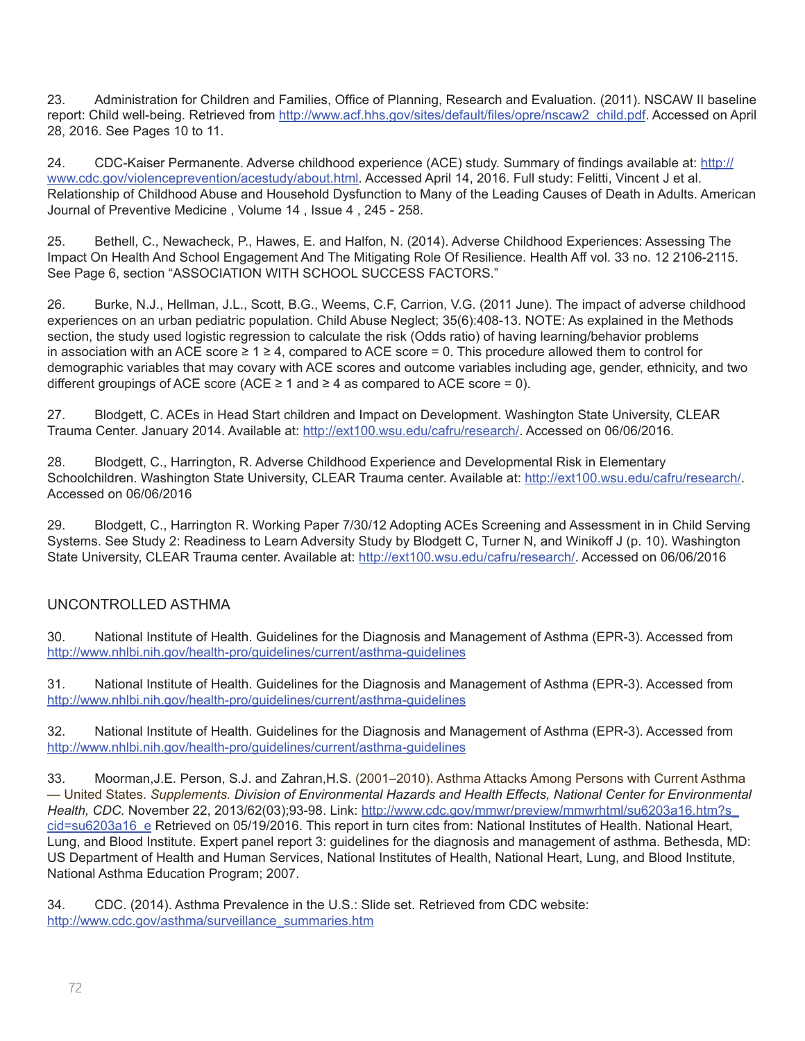23. Administration for Children and Families, Office of Planning, Research and Evaluation. (2011). NSCAW II baseline report: Child well-being. Retrieved from http://www.acf.hhs.gov/sites/default/files/opre/nscaw2_child.pdf. Accessed on April 28, 2016. See Pages 10 to 11.

24. CDC-Kaiser Permanente. Adverse childhood experience (ACE) study. Summary of findings available at: http://www.cdc.gov/violenceprevention/acestudy/about.html. Accessed April 14, 2016. Full study: Felitti, Vincent J et al. Relationship of Childhood Abuse and Household Dysfunction to Many of the Leading Causes of Death in Adults. American Journal of Preventive Medicine , Volume 14 , Issue 4 , 245 - 258.

25. Bethell, C., Newacheck, P., Hawes, E. and Halfon, N. (2014). Adverse Childhood Experiences: Assessing The Impact On Health And School Engagement And The Mitigating Role Of Resilience. Health Aff vol. 33 no. 12 2106-2115. See Page 6, section "ASSOCIATION WITH SCHOOL SUCCESS FACTORS."

26. Burke, N.J., Hellman, J.L., Scott, B.G., Weems, C.F, Carrion, V.G. (2011 June). The impact of adverse childhood experiences on an urban pediatric population. Child Abuse Neglect; 35(6):408-13. NOTE: As explained in the Methods section, the study used logistic regression to calculate the risk (Odds ratio) of having learning/behavior problems in association with an ACE score ≥ 1 ≥ 4, compared to ACE score = 0. This procedure allowed them to control for demographic variables that may covary with ACE scores and outcome variables including age, gender, ethnicity, and two different groupings of ACE score (ACE ≥ 1 and ≥ 4 as compared to ACE score = 0).

27. Blodgett, C. ACEs in Head Start children and Impact on Development. Washington State University, CLEAR Trauma Center. January 2014. Available at: http://ext100.wsu.edu/cafru/research/. Accessed on 06/06/2016.

28. Blodgett, C., Harrington, R. Adverse Childhood Experience and Developmental Risk in Elementary Schoolchildren. Washington State University, CLEAR Trauma center. Available at: http://ext100.wsu.edu/cafru/research/. Accessed on 06/06/2016

29. Blodgett, C., Harrington R. Working Paper 7/30/12 Adopting ACEs Screening and Assessment in in Child Serving Systems. See Study 2: Readiness to Learn Adversity Study by Blodgett C, Turner N, and Winikoff J (p. 10). Washington State University, CLEAR Trauma center. Available at: http://ext100.wsu.edu/cafru/research/. Accessed on 06/06/2016

## UNCONTROLLED ASTHMA

30. National Institute of Health. Guidelines for the Diagnosis and Management of Asthma (EPR-3). Accessed from http://www.nhlbi.nih.gov/health-pro/guidelines/current/asthma-guidelines

31. National Institute of Health. Guidelines for the Diagnosis and Management of Asthma (EPR-3). Accessed from http://www.nhlbi.nih.gov/health-pro/guidelines/current/asthma-guidelines

32. National Institute of Health. Guidelines for the Diagnosis and Management of Asthma (EPR-3). Accessed from http://www.nhlbi.nih.gov/health-pro/guidelines/current/asthma-guidelines

33. Moorman,J.E. Person, S.J. and Zahran,H.S. (2001–2010). Asthma Attacks Among Persons with Current Asthma — United States. *Supplements. Division of Environmental Hazards and Health Effects, National Center for Environmental Health, CDC.* November 22, 2013/62(03);93-98. Link: http://www.cdc.gov/mmwr/preview/mmwrhtml/su6203a16.htm?s_cid=su6203a16_e Retrieved on 05/19/2016. This report in turn cites from: National Institutes of Health. National Heart, Lung, and Blood Institute. Expert panel report 3: guidelines for the diagnosis and management of asthma. Bethesda, MD: US Department of Health and Human Services, National Institutes of Health, National Heart, Lung, and Blood Institute, National Asthma Education Program; 2007.

34. CDC. (2014). Asthma Prevalence in the U.S.: Slide set. Retrieved from CDC website: http://www.cdc.gov/asthma/surveillance_summaries.htm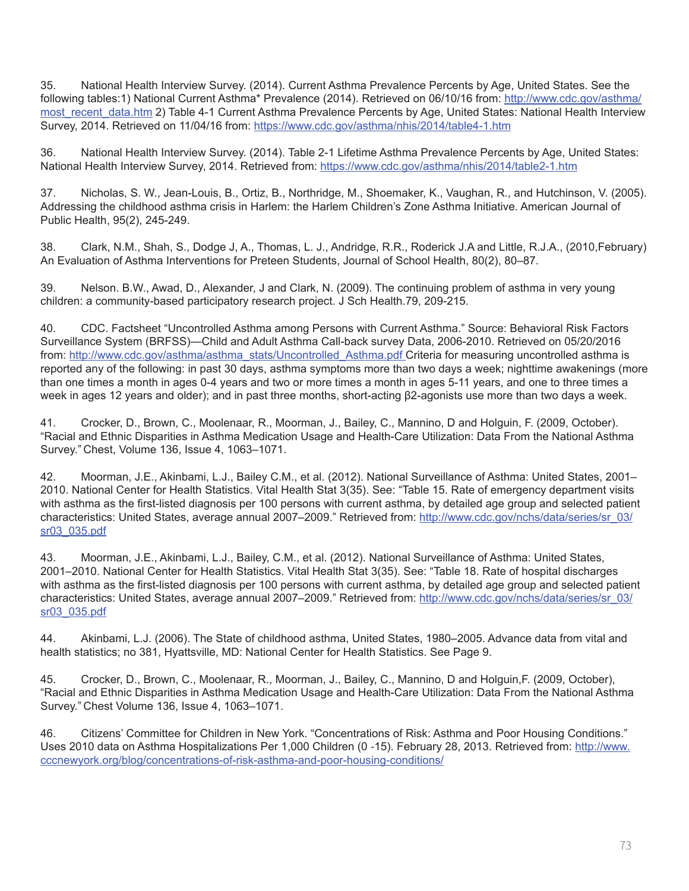35. National Health Interview Survey. (2014). Current Asthma Prevalence Percents by Age, United States. See the following tables:1) National Current Asthma* Prevalence (2014). Retrieved on 06/10/16 from: http://www.cdc.gov/asthma/most_recent_data.htm 2) Table 4-1 Current Asthma Prevalence Percents by Age, United States: National Health Interview Survey, 2014. Retrieved on 11/04/16 from: https://www.cdc.gov/asthma/nhis/2014/table4-1.htm

36. National Health Interview Survey. (2014). Table 2-1 Lifetime Asthma Prevalence Percents by Age, United States: National Health Interview Survey, 2014. Retrieved from: https://www.cdc.gov/asthma/nhis/2014/table2-1.htm

37. Nicholas, S. W., Jean-Louis, B., Ortiz, B., Northridge, M., Shoemaker, K., Vaughan, R., and Hutchinson, V. (2005). Addressing the childhood asthma crisis in Harlem: the Harlem Children's Zone Asthma Initiative. American Journal of Public Health, 95(2), 245-249.

38. Clark, N.M., Shah, S., Dodge J, A., Thomas, L. J., Andridge, R.R., Roderick J.A and Little, R.J.A., (2010,February) An Evaluation of Asthma Interventions for Preteen Students, Journal of School Health, 80(2), 80–87.

39. Nelson. B.W., Awad, D., Alexander, J and Clark, N. (2009). The continuing problem of asthma in very young children: a community-based participatory research project. J Sch Health.79, 209-215.

40. CDC. Factsheet "Uncontrolled Asthma among Persons with Current Asthma." Source: Behavioral Risk Factors Surveillance System (BRFSS)—Child and Adult Asthma Call-back survey Data, 2006-2010. Retrieved on 05/20/2016 from: http://www.cdc.gov/asthma/asthma_stats/Uncontrolled_Asthma.pdf Criteria for measuring uncontrolled asthma is reported any of the following: in past 30 days, asthma symptoms more than two days a week; nighttime awakenings (more than one times a month in ages 0-4 years and two or more times a month in ages 5-11 years, and one to three times a week in ages 12 years and older); and in past three months, short-acting β2-agonists use more than two days a week.

41. Crocker, D., Brown, C., Moolenaar, R., Moorman, J., Bailey, C., Mannino, D and Holguin, F. (2009, October). "Racial and Ethnic Disparities in Asthma Medication Usage and Health-Care Utilization: Data From the National Asthma Survey." Chest, Volume 136, Issue 4, 1063–1071.

42. Moorman, J.E., Akinbami, L.J., Bailey C.M., et al. (2012). National Surveillance of Asthma: United States, 2001–2010. National Center for Health Statistics. Vital Health Stat 3(35). See: "Table 15. Rate of emergency department visits with asthma as the first-listed diagnosis per 100 persons with current asthma, by detailed age group and selected patient characteristics: United States, average annual 2007–2009." Retrieved from: http://www.cdc.gov/nchs/data/series/sr_03/sr03_035.pdf

43. Moorman, J.E., Akinbami, L.J., Bailey, C.M., et al. (2012). National Surveillance of Asthma: United States, 2001–2010. National Center for Health Statistics. Vital Health Stat 3(35). See: "Table 18. Rate of hospital discharges with asthma as the first-listed diagnosis per 100 persons with current asthma, by detailed age group and selected patient characteristics: United States, average annual 2007–2009." Retrieved from: http://www.cdc.gov/nchs/data/series/sr_03/sr03_035.pdf

44. Akinbami, L.J. (2006). The State of childhood asthma, United States, 1980–2005. Advance data from vital and health statistics; no 381, Hyattsville, MD: National Center for Health Statistics. See Page 9.

45. Crocker, D., Brown, C., Moolenaar, R., Moorman, J., Bailey, C., Mannino, D and Holguin,F. (2009, October), "Racial and Ethnic Disparities in Asthma Medication Usage and Health-Care Utilization: Data From the National Asthma Survey." Chest Volume 136, Issue 4, 1063–1071.

46. Citizens' Committee for Children in New York. "Concentrations of Risk: Asthma and Poor Housing Conditions." Uses 2010 data on Asthma Hospitalizations Per 1,000 Children (0 -15). February 28, 2013. Retrieved from: http://www.cccnewyork.org/blog/concentrations-of-risk-asthma-and-poor-housing-conditions/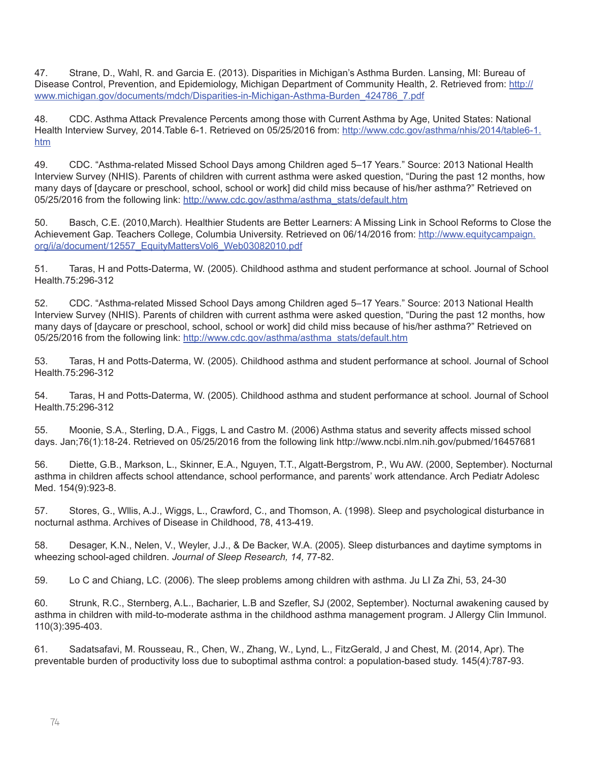47. Strane, D., Wahl, R. and Garcia E. (2013). Disparities in Michigan's Asthma Burden. Lansing, MI: Bureau of Disease Control, Prevention, and Epidemiology, Michigan Department of Community Health, 2. Retrieved from: http://www.michigan.gov/documents/mdch/Disparities-in-Michigan-Asthma-Burden_424786_7.pdf

48. CDC. Asthma Attack Prevalence Percents among those with Current Asthma by Age, United States: National Health Interview Survey, 2014.Table 6-1. Retrieved on 05/25/2016 from: http://www.cdc.gov/asthma/nhis/2014/table6-1.htm

49. CDC. "Asthma-related Missed School Days among Children aged 5–17 Years." Source: 2013 National Health Interview Survey (NHIS). Parents of children with current asthma were asked question, "During the past 12 months, how many days of [daycare or preschool, school, school or work] did child miss because of his/her asthma?" Retrieved on 05/25/2016 from the following link: http://www.cdc.gov/asthma/asthma_stats/default.htm

50. Basch, C.E. (2010,March). Healthier Students are Better Learners: A Missing Link in School Reforms to Close the Achievement Gap. Teachers College, Columbia University. Retrieved on 06/14/2016 from: http://www.equitycampaign.org/i/a/document/12557_EquityMattersVol6_Web03082010.pdf

51. Taras, H and Potts-Daterma, W. (2005). Childhood asthma and student performance at school. Journal of School Health.75:296-312

52. CDC. "Asthma-related Missed School Days among Children aged 5–17 Years." Source: 2013 National Health Interview Survey (NHIS). Parents of children with current asthma were asked question, "During the past 12 months, how many days of [daycare or preschool, school, school or work] did child miss because of his/her asthma?" Retrieved on 05/25/2016 from the following link: http://www.cdc.gov/asthma/asthma_stats/default.htm

53. Taras, H and Potts-Daterma, W. (2005). Childhood asthma and student performance at school. Journal of School Health.75:296-312

54. Taras, H and Potts-Daterma, W. (2005). Childhood asthma and student performance at school. Journal of School Health.75:296-312

55. Moonie, S.A., Sterling, D.A., Figgs, L and Castro M. (2006) Asthma status and severity affects missed school days. Jan;76(1):18-24. Retrieved on 05/25/2016 from the following link http://www.ncbi.nlm.nih.gov/pubmed/16457681

56. Diette, G.B., Markson, L., Skinner, E.A., Nguyen, T.T., Algatt-Bergstrom, P., Wu AW. (2000, September). Nocturnal asthma in children affects school attendance, school performance, and parents' work attendance. Arch Pediatr Adolesc Med. 154(9):923-8.

57. Stores, G., Wllis, A.J., Wiggs, L., Crawford, C., and Thomson, A. (1998). Sleep and psychological disturbance in nocturnal asthma. Archives of Disease in Childhood, 78, 413-419.

58. Desager, K.N., Nelen, V., Weyler, J.J., & De Backer, W.A. (2005). Sleep disturbances and daytime symptoms in wheezing school-aged children. *Journal of Sleep Research, 14,* 77-82.

59. Lo C and Chiang, LC. (2006). The sleep problems among children with asthma. Ju LI Za Zhi, 53, 24-30

60. Strunk, R.C., Sternberg, A.L., Bacharier, L.B and Szefler, SJ (2002, September). Nocturnal awakening caused by asthma in children with mild-to-moderate asthma in the childhood asthma management program. J Allergy Clin Immunol. 110(3):395-403.

61. Sadatsafavi, M. Rousseau, R., Chen, W., Zhang, W., Lynd, L., FitzGerald, J and Chest, M. (2014, Apr). The preventable burden of productivity loss due to suboptimal asthma control: a population-based study. 145(4):787-93.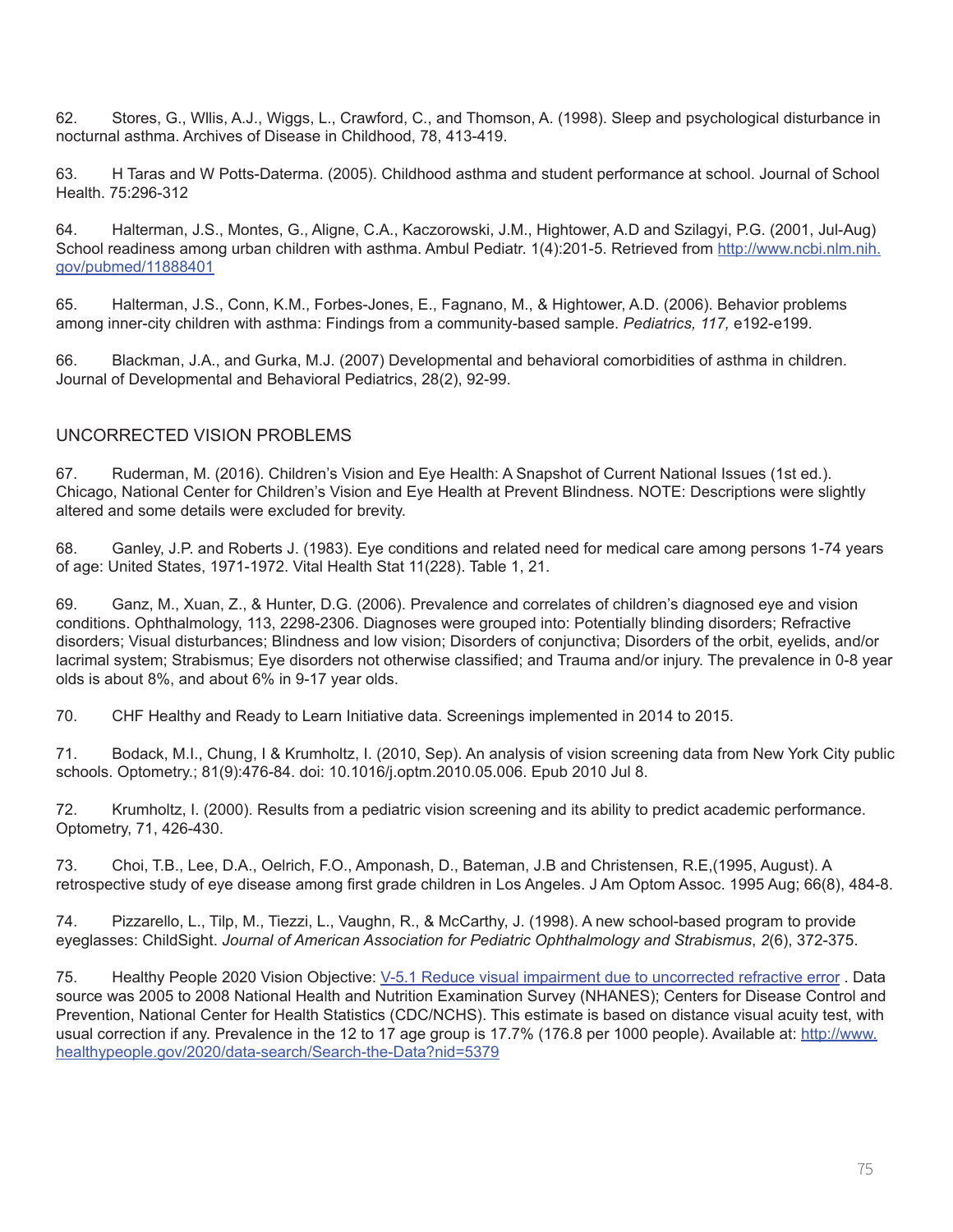62. Stores, G., Wllis, A.J., Wiggs, L., Crawford, C., and Thomson, A. (1998). Sleep and psychological disturbance in nocturnal asthma. Archives of Disease in Childhood, 78, 413-419.

63. H Taras and W Potts-Daterma. (2005). Childhood asthma and student performance at school. Journal of School Health. 75:296-312

64. Halterman, J.S., Montes, G., Aligne, C.A., Kaczorowski, J.M., Hightower, A.D and Szilagyi, P.G. (2001, Jul-Aug) School readiness among urban children with asthma. Ambul Pediatr. 1(4):201-5. Retrieved from [http://www.ncbi.nlm.nih.gov/pubmed/11888401](http://www.ncbi.nlm.nih.gov/pubmed/11888401)

65. Halterman, J.S., Conn, K.M., Forbes-Jones, E., Fagnano, M., & Hightower, A.D. (2006). Behavior problems among inner-city children with asthma: Findings from a community-based sample. *Pediatrics, 117,* e192-e199.

66. Blackman, J.A., and Gurka, M.J. (2007) Developmental and behavioral comorbidities of asthma in children. Journal of Developmental and Behavioral Pediatrics, 28(2), 92-99.

## UNCORRECTED VISION PROBLEMS

67. Ruderman, M. (2016). Children's Vision and Eye Health: A Snapshot of Current National Issues (1st ed.). Chicago, National Center for Children's Vision and Eye Health at Prevent Blindness. NOTE: Descriptions were slightly altered and some details were excluded for brevity.

68. Ganley, J.P. and Roberts J. (1983). Eye conditions and related need for medical care among persons 1-74 years of age: United States, 1971-1972. Vital Health Stat 11(228). Table 1, 21.

69. Ganz, M., Xuan, Z., & Hunter, D.G. (2006). Prevalence and correlates of children's diagnosed eye and vision conditions. Ophthalmology, 113, 2298-2306. Diagnoses were grouped into: Potentially blinding disorders; Refractive disorders; Visual disturbances; Blindness and low vision; Disorders of conjunctiva; Disorders of the orbit, eyelids, and/or lacrimal system; Strabismus; Eye disorders not otherwise classified; and Trauma and/or injury. The prevalence in 0-8 year olds is about 8%, and about 6% in 9-17 year olds.

70. CHF Healthy and Ready to Learn Initiative data. Screenings implemented in 2014 to 2015.

71. Bodack, M.I., Chung, I & Krumholtz, I. (2010, Sep). An analysis of vision screening data from New York City public schools. Optometry.; 81(9):476-84. doi: 10.1016/j.optm.2010.05.006. Epub 2010 Jul 8.

72. Krumholtz, I. (2000). Results from a pediatric vision screening and its ability to predict academic performance. Optometry, 71, 426-430.

73. Choi, T.B., Lee, D.A., Oelrich, F.O., Amponash, D., Bateman, J.B and Christensen, R.E,(1995, August). A retrospective study of eye disease among first grade children in Los Angeles. J Am Optom Assoc. 1995 Aug; 66(8), 484-8.

74. Pizzarello, L., Tilp, M., Tiezzi, L., Vaughn, R., & McCarthy, J. (1998). A new school-based program to provide eyeglasses: ChildSight. *Journal of American Association for Pediatric Ophthalmology and Strabismus*, *2*(6), 372-375.

75. Healthy People 2020 Vision Objective: V-5.1 Reduce visual impairment due to uncorrected refractive error . Data source was 2005 to 2008 National Health and Nutrition Examination Survey (NHANES); Centers for Disease Control and Prevention, National Center for Health Statistics (CDC/NCHS). This estimate is based on distance visual acuity test, with usual correction if any. Prevalence in the 12 to 17 age group is 17.7% (176.8 per 1000 people). Available at: [http://www.healthypeople.gov/2020/data-search/Search-the-Data?nid=5379](http://www.healthypeople.gov/2020/data-search/Search-the-Data?nid=5379)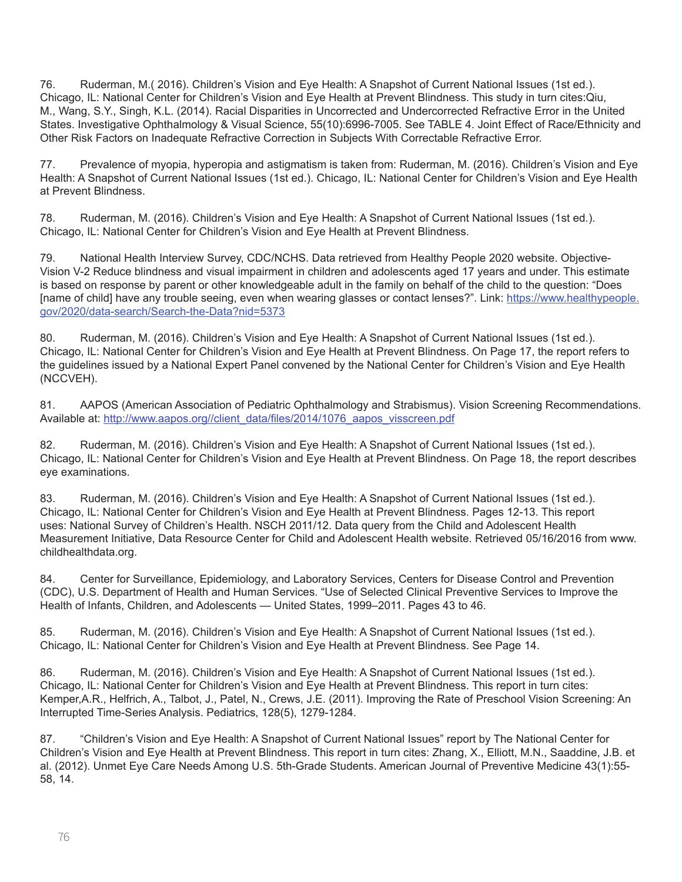76. Ruderman, M.( 2016). Children's Vision and Eye Health: A Snapshot of Current National Issues (1st ed.). Chicago, IL: National Center for Children's Vision and Eye Health at Prevent Blindness. This study in turn cites:Qiu, M., Wang, S.Y., Singh, K.L. (2014). Racial Disparities in Uncorrected and Undercorrected Refractive Error in the United States. Investigative Ophthalmology & Visual Science, 55(10):6996-7005. See TABLE 4. Joint Effect of Race/Ethnicity and Other Risk Factors on Inadequate Refractive Correction in Subjects With Correctable Refractive Error.

77. Prevalence of myopia, hyperopia and astigmatism is taken from: Ruderman, M. (2016). Children's Vision and Eye Health: A Snapshot of Current National Issues (1st ed.). Chicago, IL: National Center for Children's Vision and Eye Health at Prevent Blindness.

78. Ruderman, M. (2016). Children's Vision and Eye Health: A Snapshot of Current National Issues (1st ed.). Chicago, IL: National Center for Children's Vision and Eye Health at Prevent Blindness.

79. National Health Interview Survey, CDC/NCHS. Data retrieved from Healthy People 2020 website. Objective- Vision V-2 Reduce blindness and visual impairment in children and adolescents aged 17 years and under. This estimate is based on response by parent or other knowledgeable adult in the family on behalf of the child to the question: "Does [name of child] have any trouble seeing, even when wearing glasses or contact lenses?". Link: [https://www.healthypeople.gov/2020/data-search/Search-the-Data?nid=5373](https://www.healthypeople.gov/2020/data-search/Search-the-Data?nid=5373)

80. Ruderman, M. (2016). Children's Vision and Eye Health: A Snapshot of Current National Issues (1st ed.). Chicago, IL: National Center for Children's Vision and Eye Health at Prevent Blindness. On Page 17, the report refers to the guidelines issued by a National Expert Panel convened by the National Center for Children's Vision and Eye Health (NCCVEH).

81. AAPOS (American Association of Pediatric Ophthalmology and Strabismus). Vision Screening Recommendations. Available at: [http://www.aapos.org//client_data/files/2014/1076_aapos_visscreen.pdf](http://www.aapos.org//client_data/files/2014/1076_aapos_visscreen.pdf)

82. Ruderman, M. (2016). Children's Vision and Eye Health: A Snapshot of Current National Issues (1st ed.). Chicago, IL: National Center for Children's Vision and Eye Health at Prevent Blindness. On Page 18, the report describes eye examinations.

83. Ruderman, M. (2016). Children's Vision and Eye Health: A Snapshot of Current National Issues (1st ed.). Chicago, IL: National Center for Children's Vision and Eye Health at Prevent Blindness. Pages 12-13. This report uses: National Survey of Children's Health. NSCH 2011/12. Data query from the Child and Adolescent Health Measurement Initiative, Data Resource Center for Child and Adolescent Health website. Retrieved 05/16/2016 from www.childhealthdata.org.

84. Center for Surveillance, Epidemiology, and Laboratory Services, Centers for Disease Control and Prevention (CDC), U.S. Department of Health and Human Services. "Use of Selected Clinical Preventive Services to Improve the Health of Infants, Children, and Adolescents — United States, 1999–2011. Pages 43 to 46.

85. Ruderman, M. (2016). Children's Vision and Eye Health: A Snapshot of Current National Issues (1st ed.). Chicago, IL: National Center for Children's Vision and Eye Health at Prevent Blindness. See Page 14.

86. Ruderman, M. (2016). Children's Vision and Eye Health: A Snapshot of Current National Issues (1st ed.). Chicago, IL: National Center for Children's Vision and Eye Health at Prevent Blindness. This report in turn cites: Kemper,A.R., Helfrich, A., Talbot, J., Patel, N., Crews, J.E. (2011). Improving the Rate of Preschool Vision Screening: An Interrupted Time-Series Analysis. Pediatrics, 128(5), 1279-1284.

87. "Children's Vision and Eye Health: A Snapshot of Current National Issues" report by The National Center for Children's Vision and Eye Health at Prevent Blindness. This report in turn cites: Zhang, X., Elliott, M.N., Saaddine, J.B. et al. (2012). Unmet Eye Care Needs Among U.S. 5th-Grade Students. American Journal of Preventive Medicine 43(1):55-58, 14.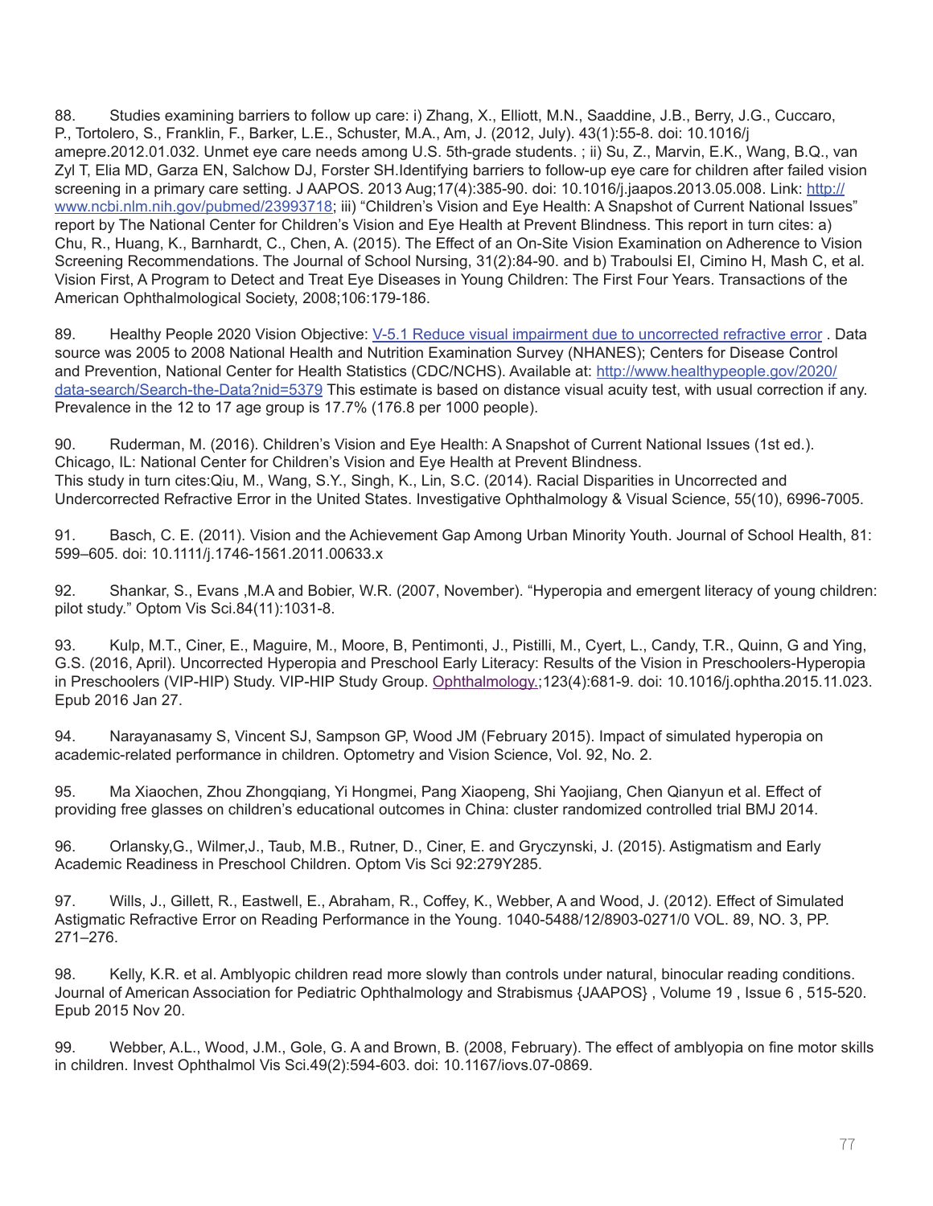88. Studies examining barriers to follow up care: i) Zhang, X., Elliott, M.N., Saaddine, J.B., Berry, J.G., Cuccaro, P., Tortolero, S., Franklin, F., Barker, L.E., Schuster, M.A., Am, J. (2012, July). 43(1):55-8. doi: 10.1016/j amepre.2012.01.032. Unmet eye care needs among U.S. 5th-grade students. ; ii) Su, Z., Marvin, E.K., Wang, B.Q., van Zyl T, Elia MD, Garza EN, Salchow DJ, Forster SH.Identifying barriers to follow-up eye care for children after failed vision screening in a primary care setting. J AAPOS. 2013 Aug;17(4):385-90. doi: 10.1016/j.jaapos.2013.05.008. Link: http://www.ncbi.nlm.nih.gov/pubmed/23993718; iii) "Children's Vision and Eye Health: A Snapshot of Current National Issues" report by The National Center for Children's Vision and Eye Health at Prevent Blindness. This report in turn cites: a) Chu, R., Huang, K., Barnhardt, C., Chen, A. (2015). The Effect of an On-Site Vision Examination on Adherence to Vision Screening Recommendations. The Journal of School Nursing, 31(2):84-90. and b) Traboulsi EI, Cimino H, Mash C, et al. Vision First, A Program to Detect and Treat Eye Diseases in Young Children: The First Four Years. Transactions of the American Ophthalmological Society, 2008;106:179-186.

89. Healthy People 2020 Vision Objective: V-5.1 Reduce visual impairment due to uncorrected refractive error . Data source was 2005 to 2008 National Health and Nutrition Examination Survey (NHANES); Centers for Disease Control and Prevention, National Center for Health Statistics (CDC/NCHS). Available at: http://www.healthypeople.gov/2020/data-search/Search-the-Data?nid=5379 This estimate is based on distance visual acuity test, with usual correction if any. Prevalence in the 12 to 17 age group is 17.7% (176.8 per 1000 people).

90. Ruderman, M. (2016). Children's Vision and Eye Health: A Snapshot of Current National Issues (1st ed.). Chicago, IL: National Center for Children's Vision and Eye Health at Prevent Blindness.
This study in turn cites:Qiu, M., Wang, S.Y., Singh, K., Lin, S.C. (2014). Racial Disparities in Uncorrected and Undercorrected Refractive Error in the United States. Investigative Ophthalmology & Visual Science, 55(10), 6996-7005.

91. Basch, C. E. (2011). Vision and the Achievement Gap Among Urban Minority Youth. Journal of School Health, 81: 599–605. doi: 10.1111/j.1746-1561.2011.00633.x

92. Shankar, S., Evans ,M.A and Bobier, W.R. (2007, November). "Hyperopia and emergent literacy of young children: pilot study." Optom Vis Sci.84(11):1031-8.

93. Kulp, M.T., Ciner, E., Maguire, M., Moore, B, Pentimonti, J., Pistilli, M., Cyert, L., Candy, T.R., Quinn, G and Ying, G.S. (2016, April). Uncorrected Hyperopia and Preschool Early Literacy: Results of the Vision in Preschoolers-Hyperopia in Preschoolers (VIP-HIP) Study. VIP-HIP Study Group. Ophthalmology.;123(4):681-9. doi: 10.1016/j.ophtha.2015.11.023. Epub 2016 Jan 27.

94. Narayanasamy S, Vincent SJ, Sampson GP, Wood JM (February 2015). Impact of simulated hyperopia on academic-related performance in children. Optometry and Vision Science, Vol. 92, No. 2.

95. Ma Xiaochen, Zhou Zhongqiang, Yi Hongmei, Pang Xiaopeng, Shi Yaojiang, Chen Qianyun et al. Effect of providing free glasses on children's educational outcomes in China: cluster randomized controlled trial BMJ 2014.

96. Orlansky,G., Wilmer,J., Taub, M.B., Rutner, D., Ciner, E. and Gryczynski, J. (2015). Astigmatism and Early Academic Readiness in Preschool Children. Optom Vis Sci 92:279Y285.

97. Wills, J., Gillett, R., Eastwell, E., Abraham, R., Coffey, K., Webber, A and Wood, J. (2012). Effect of Simulated Astigmatic Refractive Error on Reading Performance in the Young. 1040-5488/12/8903-0271/0 VOL. 89, NO. 3, PP. 271–276.

98. Kelly, K.R. et al. Amblyopic children read more slowly than controls under natural, binocular reading conditions. Journal of American Association for Pediatric Ophthalmology and Strabismus {JAAPOS} , Volume 19 , Issue 6 , 515-520. Epub 2015 Nov 20.

99. Webber, A.L., Wood, J.M., Gole, G. A and Brown, B. (2008, February). The effect of amblyopia on fine motor skills in children. Invest Ophthalmol Vis Sci.49(2):594-603. doi: 10.1167/iovs.07-0869.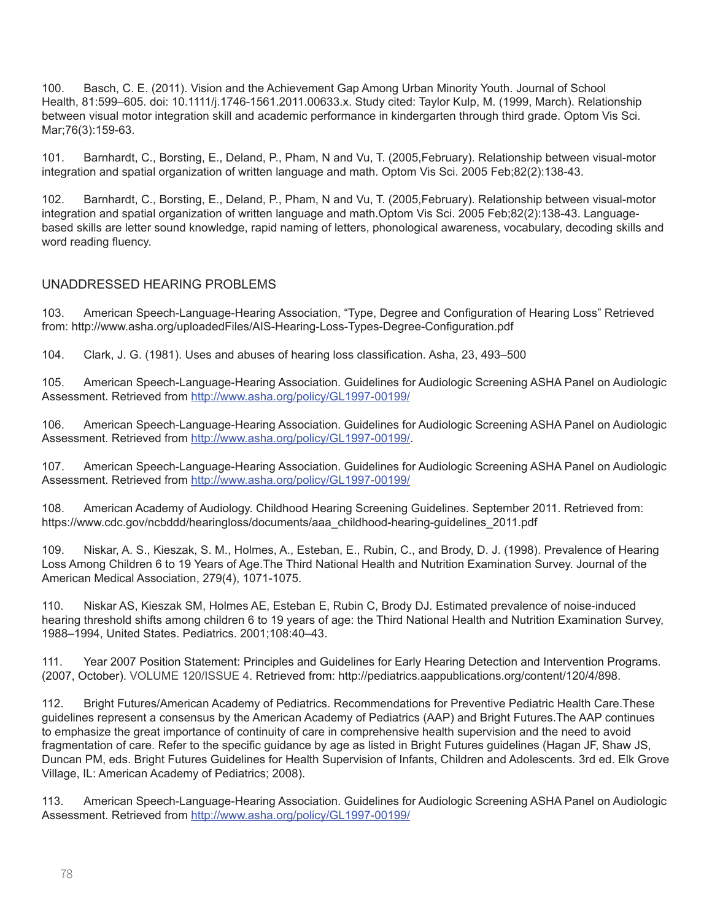100. Basch, C. E. (2011). Vision and the Achievement Gap Among Urban Minority Youth. Journal of School Health, 81:599–605. doi: 10.1111/j.1746-1561.2011.00633.x. Study cited: Taylor Kulp, M. (1999, March). Relationship between visual motor integration skill and academic performance in kindergarten through third grade. Optom Vis Sci. Mar;76(3):159-63.

101. Barnhardt, C., Borsting, E., Deland, P., Pham, N and Vu, T. (2005,February). Relationship between visual-motor integration and spatial organization of written language and math. Optom Vis Sci. 2005 Feb;82(2):138-43.

102. Barnhardt, C., Borsting, E., Deland, P., Pham, N and Vu, T. (2005,February). Relationship between visual-motor integration and spatial organization of written language and math.Optom Vis Sci. 2005 Feb;82(2):138-43. Language-based skills are letter sound knowledge, rapid naming of letters, phonological awareness, vocabulary, decoding skills and word reading fluency.

## UNADDRESSED HEARING PROBLEMS

103. American Speech-Language-Hearing Association, "Type, Degree and Configuration of Hearing Loss" Retrieved from: http://www.asha.org/uploadedFiles/AIS-Hearing-Loss-Types-Degree-Configuration.pdf

104. Clark, J. G. (1981). Uses and abuses of hearing loss classification. Asha, 23, 493–500

105. American Speech-Language-Hearing Association. Guidelines for Audiologic Screening ASHA Panel on Audiologic Assessment. Retrieved from http://www.asha.org/policy/GL1997-00199/

106. American Speech-Language-Hearing Association. Guidelines for Audiologic Screening ASHA Panel on Audiologic Assessment. Retrieved from http://www.asha.org/policy/GL1997-00199/.

107. American Speech-Language-Hearing Association. Guidelines for Audiologic Screening ASHA Panel on Audiologic Assessment. Retrieved from http://www.asha.org/policy/GL1997-00199/

108. American Academy of Audiology. Childhood Hearing Screening Guidelines. September 2011. Retrieved from: https://www.cdc.gov/ncbddd/hearingloss/documents/aaa_childhood-hearing-guidelines_2011.pdf

109. Niskar, A. S., Kieszak, S. M., Holmes, A., Esteban, E., Rubin, C., and Brody, D. J. (1998). Prevalence of Hearing Loss Among Children 6 to 19 Years of Age.The Third National Health and Nutrition Examination Survey. Journal of the American Medical Association, 279(4), 1071-1075.

110. Niskar AS, Kieszak SM, Holmes AE, Esteban E, Rubin C, Brody DJ. Estimated prevalence of noise-induced hearing threshold shifts among children 6 to 19 years of age: the Third National Health and Nutrition Examination Survey, 1988–1994, United States. Pediatrics. 2001;108:40–43.

111. Year 2007 Position Statement: Principles and Guidelines for Early Hearing Detection and Intervention Programs. (2007, October). VOLUME 120/ISSUE 4. Retrieved from: http://pediatrics.aappublications.org/content/120/4/898.

112. Bright Futures/American Academy of Pediatrics. Recommendations for Preventive Pediatric Health Care.These guidelines represent a consensus by the American Academy of Pediatrics (AAP) and Bright Futures.The AAP continues to emphasize the great importance of continuity of care in comprehensive health supervision and the need to avoid fragmentation of care. Refer to the specific guidance by age as listed in Bright Futures guidelines (Hagan JF, Shaw JS, Duncan PM, eds. Bright Futures Guidelines for Health Supervision of Infants, Children and Adolescents. 3rd ed. Elk Grove Village, IL: American Academy of Pediatrics; 2008).

113. American Speech-Language-Hearing Association. Guidelines for Audiologic Screening ASHA Panel on Audiologic Assessment. Retrieved from http://www.asha.org/policy/GL1997-00199/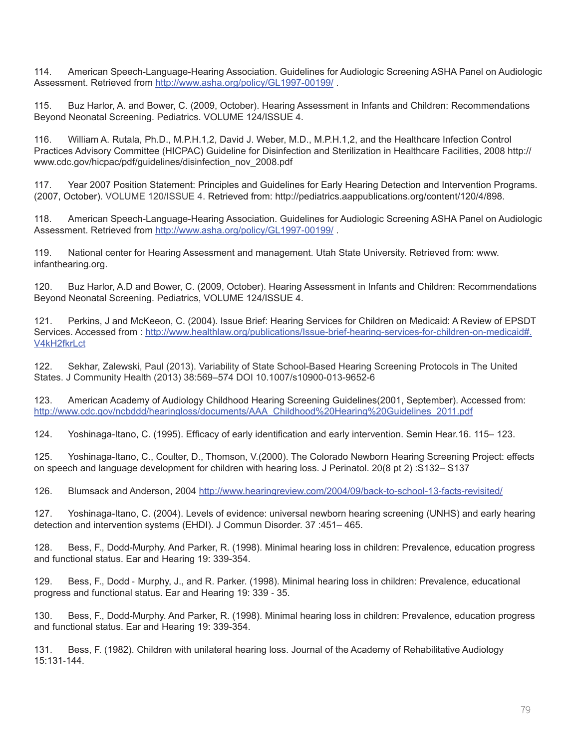114. American Speech-Language-Hearing Association. Guidelines for Audiologic Screening ASHA Panel on Audiologic Assessment. Retrieved from http://www.asha.org/policy/GL1997-00199/ .

115. Buz Harlor, A. and Bower, C. (2009, October). Hearing Assessment in Infants and Children: Recommendations Beyond Neonatal Screening. Pediatrics. VOLUME 124/ISSUE 4.

116. William A. Rutala, Ph.D., M.P.H.1,2, David J. Weber, M.D., M.P.H.1,2, and the Healthcare Infection Control Practices Advisory Committee (HICPAC) Guideline for Disinfection and Sterilization in Healthcare Facilities, 2008 http://www.cdc.gov/hicpac/pdf/guidelines/disinfection_nov_2008.pdf

117. Year 2007 Position Statement: Principles and Guidelines for Early Hearing Detection and Intervention Programs. (2007, October). VOLUME 120/ISSUE 4. Retrieved from: http://pediatrics.aappublications.org/content/120/4/898.

118. American Speech-Language-Hearing Association. Guidelines for Audiologic Screening ASHA Panel on Audiologic Assessment. Retrieved from http://www.asha.org/policy/GL1997-00199/ .

119. National center for Hearing Assessment and management. Utah State University. Retrieved from: www.infanthearing.org.

120. Buz Harlor, A.D and Bower, C. (2009, October). Hearing Assessment in Infants and Children: Recommendations Beyond Neonatal Screening. Pediatrics, VOLUME 124/ISSUE 4.

121. Perkins, J and McKeeon, C. (2004). Issue Brief: Hearing Services for Children on Medicaid: A Review of EPSDT Services. Accessed from : http://www.healthlaw.org/publications/Issue-brief-hearing-services-for-children-on-medicaid#.V4kH2fkrLct

122. Sekhar, Zalewski, Paul (2013). Variability of State School-Based Hearing Screening Protocols in The United States. J Community Health (2013) 38:569–574 DOI 10.1007/s10900-013-9652-6

123. American Academy of Audiology Childhood Hearing Screening Guidelines(2001, September). Accessed from: http://www.cdc.gov/ncbddd/hearingloss/documents/AAA_Childhood%20Hearing%20Guidelines_2011.pdf

124. Yoshinaga-Itano, C. (1995). Efficacy of early identification and early intervention. Semin Hear.16. 115– 123.

125. Yoshinaga-Itano, C., Coulter, D., Thomson, V.(2000). The Colorado Newborn Hearing Screening Project: effects on speech and language development for children with hearing loss. J Perinatol. 20(8 pt 2) :S132– S137

126. Blumsack and Anderson, 2004 http://www.hearingreview.com/2004/09/back-to-school-13-facts-revisited/

127. Yoshinaga-Itano, C. (2004). Levels of evidence: universal newborn hearing screening (UNHS) and early hearing detection and intervention systems (EHDI). J Commun Disorder. 37 :451– 465.

128. Bess, F., Dodd-Murphy. And Parker, R. (1998). Minimal hearing loss in children: Prevalence, education progress and functional status. Ear and Hearing 19: 339-354.

129. Bess, F., Dodd - Murphy, J., and R. Parker. (1998). Minimal hearing loss in children: Prevalence, educational progress and functional status. Ear and Hearing 19: 339 - 35.

130. Bess, F., Dodd-Murphy. And Parker, R. (1998). Minimal hearing loss in children: Prevalence, education progress and functional status. Ear and Hearing 19: 339-354.

131. Bess, F. (1982). Children with unilateral hearing loss. Journal of the Academy of Rehabilitative Audiology 15:131-144.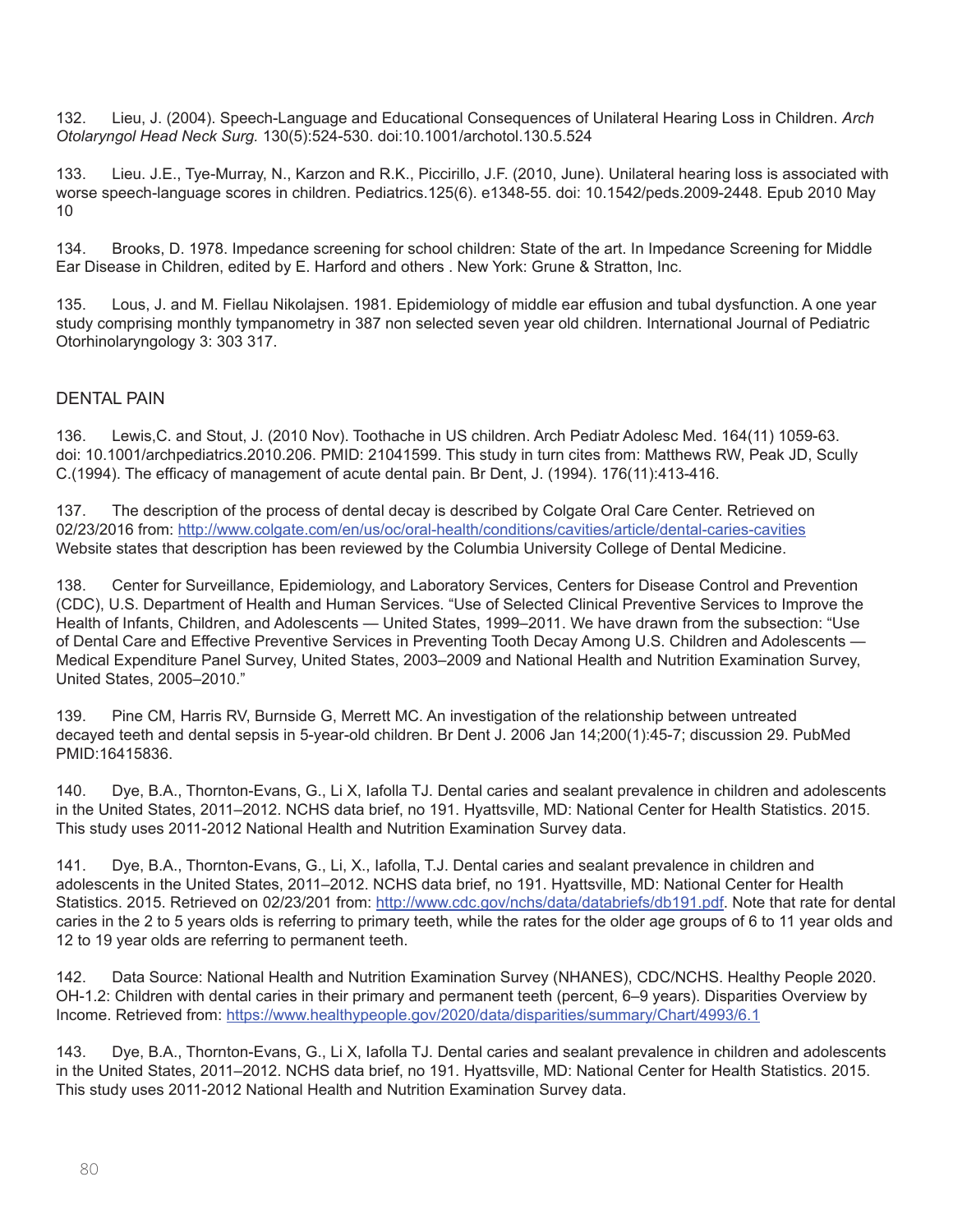132. Lieu, J. (2004). Speech-Language and Educational Consequences of Unilateral Hearing Loss in Children. *Arch Otolaryngol Head Neck Surg.* 130(5):524-530. doi:10.1001/archotol.130.5.524

133. Lieu. J.E., Tye-Murray, N., Karzon and R.K., Piccirillo, J.F. (2010, June). Unilateral hearing loss is associated with worse speech-language scores in children. Pediatrics.125(6). e1348-55. doi: 10.1542/peds.2009-2448. Epub 2010 May 10

134. Brooks, D. 1978. Impedance screening for school children: State of the art. In Impedance Screening for Middle Ear Disease in Children, edited by E. Harford and others . New York: Grune & Stratton, Inc.

135. Lous, J. and M. Fiellau Nikolajsen. 1981. Epidemiology of middle ear effusion and tubal dysfunction. A one year study comprising monthly tympanometry in 387 non selected seven year old children. International Journal of Pediatric Otorhinolaryngology 3: 303 317.

## DENTAL PAIN

136. Lewis,C. and Stout, J. (2010 Nov). Toothache in US children. Arch Pediatr Adolesc Med. 164(11) 1059-63. doi: 10.1001/archpediatrics.2010.206. PMID: 21041599. This study in turn cites from: Matthews RW, Peak JD, Scully C.(1994). The efficacy of management of acute dental pain. Br Dent, J. (1994). 176(11):413-416.

137. The description of the process of dental decay is described by Colgate Oral Care Center. Retrieved on 02/23/2016 from: http://www.colgate.com/en/us/oc/oral-health/conditions/cavities/article/dental-caries-cavities Website states that description has been reviewed by the Columbia University College of Dental Medicine.

138. Center for Surveillance, Epidemiology, and Laboratory Services, Centers for Disease Control and Prevention (CDC), U.S. Department of Health and Human Services. "Use of Selected Clinical Preventive Services to Improve the Health of Infants, Children, and Adolescents — United States, 1999–2011. We have drawn from the subsection: "Use of Dental Care and Effective Preventive Services in Preventing Tooth Decay Among U.S. Children and Adolescents — Medical Expenditure Panel Survey, United States, 2003–2009 and National Health and Nutrition Examination Survey, United States, 2005–2010."

139. Pine CM, Harris RV, Burnside G, Merrett MC. An investigation of the relationship between untreated decayed teeth and dental sepsis in 5-year-old children. Br Dent J. 2006 Jan 14;200(1):45-7; discussion 29. PubMed PMID:16415836.

140. Dye, B.A., Thornton-Evans, G., Li X, Iafolla TJ. Dental caries and sealant prevalence in children and adolescents in the United States, 2011–2012. NCHS data brief, no 191. Hyattsville, MD: National Center for Health Statistics. 2015. This study uses 2011-2012 National Health and Nutrition Examination Survey data.

141. Dye, B.A., Thornton-Evans, G., Li, X., Iafolla, T.J. Dental caries and sealant prevalence in children and adolescents in the United States, 2011–2012. NCHS data brief, no 191. Hyattsville, MD: National Center for Health Statistics. 2015. Retrieved on 02/23/201 from: http://www.cdc.gov/nchs/data/databriefs/db191.pdf. Note that rate for dental caries in the 2 to 5 years olds is referring to primary teeth, while the rates for the older age groups of 6 to 11 year olds and 12 to 19 year olds are referring to permanent teeth.

142. Data Source: National Health and Nutrition Examination Survey (NHANES), CDC/NCHS. Healthy People 2020. OH-1.2: Children with dental caries in their primary and permanent teeth (percent, 6–9 years). Disparities Overview by Income. Retrieved from: https://www.healthypeople.gov/2020/data/disparities/summary/Chart/4993/6.1

143. Dye, B.A., Thornton-Evans, G., Li X, Iafolla TJ. Dental caries and sealant prevalence in children and adolescents in the United States, 2011–2012. NCHS data brief, no 191. Hyattsville, MD: National Center for Health Statistics. 2015. This study uses 2011-2012 National Health and Nutrition Examination Survey data.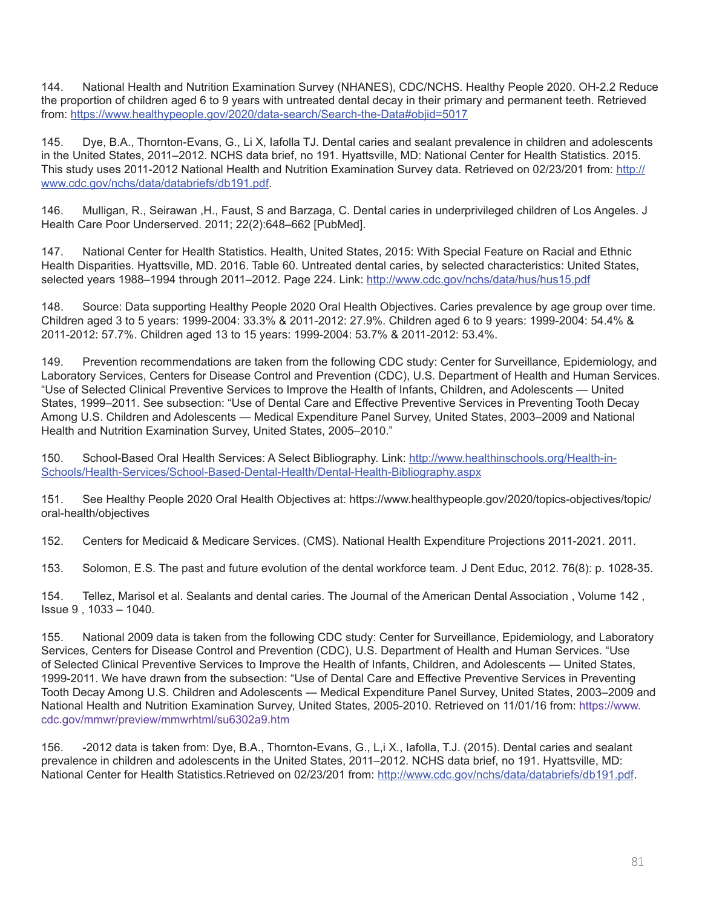144. National Health and Nutrition Examination Survey (NHANES), CDC/NCHS. Healthy People 2020. OH-2.2 Reduce the proportion of children aged 6 to 9 years with untreated dental decay in their primary and permanent teeth. Retrieved from: https://www.healthypeople.gov/2020/data-search/Search-the-Data#objid=5017

145. Dye, B.A., Thornton-Evans, G., Li X, Iafolla TJ. Dental caries and sealant prevalence in children and adolescents in the United States, 2011–2012. NCHS data brief, no 191. Hyattsville, MD: National Center for Health Statistics. 2015. This study uses 2011-2012 National Health and Nutrition Examination Survey data. Retrieved on 02/23/201 from: http://www.cdc.gov/nchs/data/databriefs/db191.pdf.

146. Mulligan, R., Seirawan ,H., Faust, S and Barzaga, C. Dental caries in underprivileged children of Los Angeles. J Health Care Poor Underserved. 2011; 22(2):648–662 [PubMed].

147. National Center for Health Statistics. Health, United States, 2015: With Special Feature on Racial and Ethnic Health Disparities. Hyattsville, MD. 2016. Table 60. Untreated dental caries, by selected characteristics: United States, selected years 1988–1994 through 2011–2012. Page 224. Link: http://www.cdc.gov/nchs/data/hus/hus15.pdf

148. Source: Data supporting Healthy People 2020 Oral Health Objectives. Caries prevalence by age group over time. Children aged 3 to 5 years: 1999-2004: 33.3% & 2011-2012: 27.9%. Children aged 6 to 9 years: 1999-2004: 54.4% & 2011-2012: 57.7%. Children aged 13 to 15 years: 1999-2004: 53.7% & 2011-2012: 53.4%.

149. Prevention recommendations are taken from the following CDC study: Center for Surveillance, Epidemiology, and Laboratory Services, Centers for Disease Control and Prevention (CDC), U.S. Department of Health and Human Services. "Use of Selected Clinical Preventive Services to Improve the Health of Infants, Children, and Adolescents — United States, 1999–2011. See subsection: "Use of Dental Care and Effective Preventive Services in Preventing Tooth Decay Among U.S. Children and Adolescents — Medical Expenditure Panel Survey, United States, 2003–2009 and National Health and Nutrition Examination Survey, United States, 2005–2010."

150. School-Based Oral Health Services: A Select Bibliography. Link: http://www.healthinschools.org/Health-in-Schools/Health-Services/School-Based-Dental-Health/Dental-Health-Bibliography.aspx

151. See Healthy People 2020 Oral Health Objectives at: https://www.healthypeople.gov/2020/topics-objectives/topic/oral-health/objectives

152. Centers for Medicaid & Medicare Services. (CMS). National Health Expenditure Projections 2011-2021. 2011.

153. Solomon, E.S. The past and future evolution of the dental workforce team. J Dent Educ, 2012. 76(8): p. 1028-35.

154. Tellez, Marisol et al. Sealants and dental caries. The Journal of the American Dental Association , Volume 142 , Issue 9 , 1033 – 1040.

155. National 2009 data is taken from the following CDC study: Center for Surveillance, Epidemiology, and Laboratory Services, Centers for Disease Control and Prevention (CDC), U.S. Department of Health and Human Services. "Use of Selected Clinical Preventive Services to Improve the Health of Infants, Children, and Adolescents — United States, 1999-2011. We have drawn from the subsection: "Use of Dental Care and Effective Preventive Services in Preventing Tooth Decay Among U.S. Children and Adolescents — Medical Expenditure Panel Survey, United States, 2003–2009 and National Health and Nutrition Examination Survey, United States, 2005-2010. Retrieved on 11/01/16 from: https://www.cdc.gov/mmwr/preview/mmwrhtml/su6302a9.htm

156. -2012 data is taken from: Dye, B.A., Thornton-Evans, G., L,i X., Iafolla, T.J. (2015). Dental caries and sealant prevalence in children and adolescents in the United States, 2011–2012. NCHS data brief, no 191. Hyattsville, MD: National Center for Health Statistics.Retrieved on 02/23/201 from: http://www.cdc.gov/nchs/data/databriefs/db191.pdf.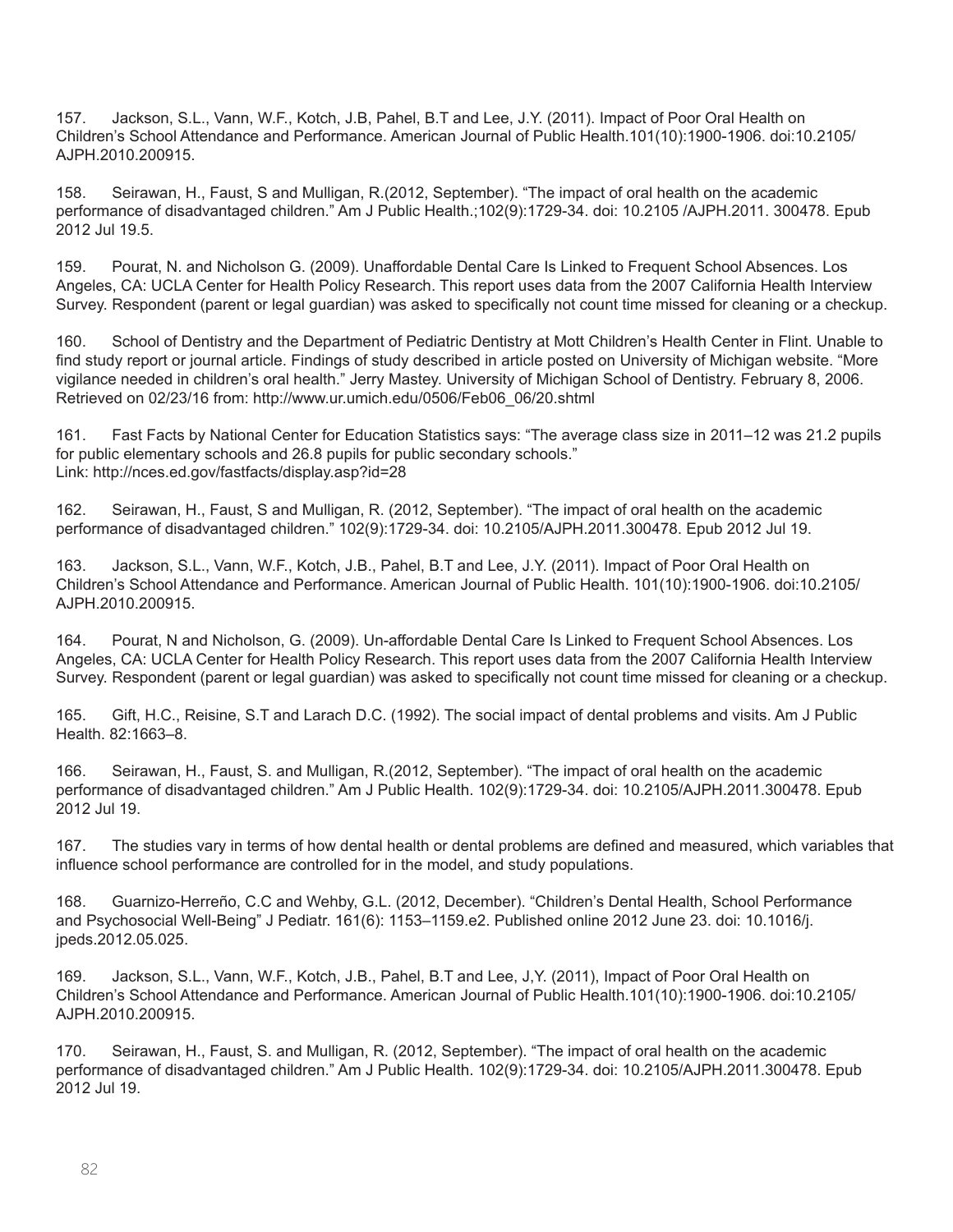157. Jackson, S.L., Vann, W.F., Kotch, J.B, Pahel, B.T and Lee, J.Y. (2011). Impact of Poor Oral Health on Children's School Attendance and Performance. American Journal of Public Health.101(10):1900-1906. doi:10.2105/AJPH.2010.200915.

158. Seirawan, H., Faust, S and Mulligan, R.(2012, September). "The impact of oral health on the academic performance of disadvantaged children." Am J Public Health.;102(9):1729-34. doi: 10.2105 /AJPH.2011. 300478. Epub 2012 Jul 19.5.

159. Pourat, N. and Nicholson G. (2009). Unaffordable Dental Care Is Linked to Frequent School Absences. Los Angeles, CA: UCLA Center for Health Policy Research. This report uses data from the 2007 California Health Interview Survey. Respondent (parent or legal guardian) was asked to specifically not count time missed for cleaning or a checkup.

160. School of Dentistry and the Department of Pediatric Dentistry at Mott Children's Health Center in Flint. Unable to find study report or journal article. Findings of study described in article posted on University of Michigan website. "More vigilance needed in children's oral health." Jerry Mastey. University of Michigan School of Dentistry. February 8, 2006. Retrieved on 02/23/16 from: http://www.ur.umich.edu/0506/Feb06_06/20.shtml

161. Fast Facts by National Center for Education Statistics says: "The average class size in 2011–12 was 21.2 pupils for public elementary schools and 26.8 pupils for public secondary schools."
Link: http://nces.ed.gov/fastfacts/display.asp?id=28

162. Seirawan, H., Faust, S and Mulligan, R. (2012, September). "The impact of oral health on the academic performance of disadvantaged children." 102(9):1729-34. doi: 10.2105/AJPH.2011.300478. Epub 2012 Jul 19.

163. Jackson, S.L., Vann, W.F., Kotch, J.B., Pahel, B.T and Lee, J.Y. (2011). Impact of Poor Oral Health on Children's School Attendance and Performance. American Journal of Public Health. 101(10):1900-1906. doi:10.2105/AJPH.2010.200915.

164. Pourat, N and Nicholson, G. (2009). Un-affordable Dental Care Is Linked to Frequent School Absences. Los Angeles, CA: UCLA Center for Health Policy Research. This report uses data from the 2007 California Health Interview Survey. Respondent (parent or legal guardian) was asked to specifically not count time missed for cleaning or a checkup.

165. Gift, H.C., Reisine, S.T and Larach D.C. (1992). The social impact of dental problems and visits. Am J Public Health. 82:1663–8.

166. Seirawan, H., Faust, S. and Mulligan, R.(2012, September). "The impact of oral health on the academic performance of disadvantaged children." Am J Public Health. 102(9):1729-34. doi: 10.2105/AJPH.2011.300478. Epub 2012 Jul 19.

167. The studies vary in terms of how dental health or dental problems are defined and measured, which variables that influence school performance are controlled for in the model, and study populations.

168. Guarnizo-Herreño, C.C and Wehby, G.L. (2012, December). "Children's Dental Health, School Performance and Psychosocial Well-Being" J Pediatr. 161(6): 1153–1159.e2. Published online 2012 June 23. doi: 10.1016/j.jpeds.2012.05.025.

169. Jackson, S.L., Vann, W.F., Kotch, J.B., Pahel, B.T and Lee, J,Y. (2011), Impact of Poor Oral Health on Children's School Attendance and Performance. American Journal of Public Health.101(10):1900-1906. doi:10.2105/AJPH.2010.200915.

170. Seirawan, H., Faust, S. and Mulligan, R. (2012, September). "The impact of oral health on the academic performance of disadvantaged children." Am J Public Health. 102(9):1729-34. doi: 10.2105/AJPH.2011.300478. Epub 2012 Jul 19.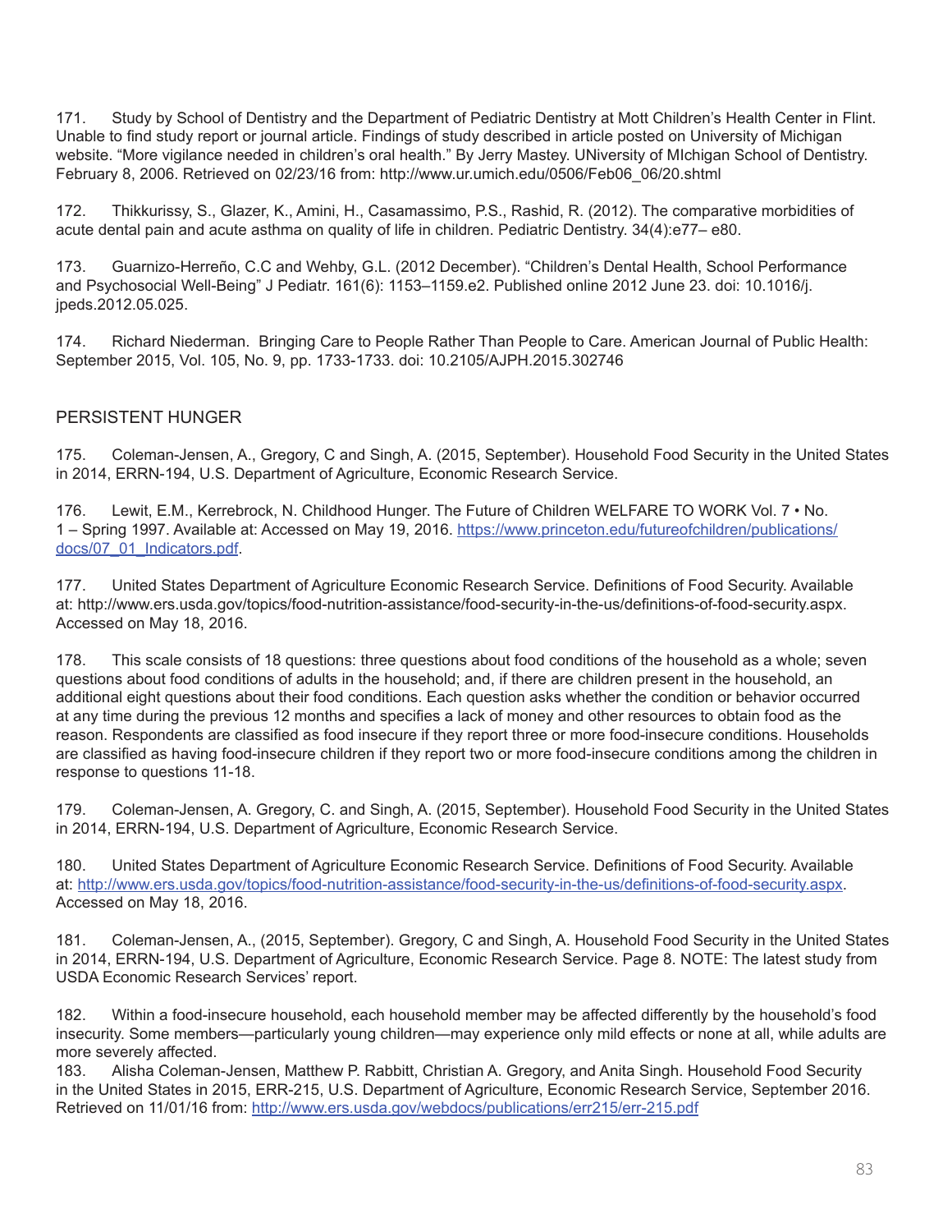171. Study by School of Dentistry and the Department of Pediatric Dentistry at Mott Children's Health Center in Flint. Unable to find study report or journal article. Findings of study described in article posted on University of Michigan website. "More vigilance needed in children's oral health." By Jerry Mastey. UNiversity of MIchigan School of Dentistry. February 8, 2006. Retrieved on 02/23/16 from: http://www.ur.umich.edu/0506/Feb06_06/20.shtml

172. Thikkurissy, S., Glazer, K., Amini, H., Casamassimo, P.S., Rashid, R. (2012). The comparative morbidities of acute dental pain and acute asthma on quality of life in children. Pediatric Dentistry. 34(4):e77– e80.

173. Guarnizo-Herreño, C.C and Wehby, G.L. (2012 December). "Children's Dental Health, School Performance and Psychosocial Well-Being" J Pediatr. 161(6): 1153–1159.e2. Published online 2012 June 23. doi: 10.1016/j.jpeds.2012.05.025.

174. Richard Niederman. Bringing Care to People Rather Than People to Care. American Journal of Public Health: September 2015, Vol. 105, No. 9, pp. 1733-1733. doi: 10.2105/AJPH.2015.302746

## PERSISTENT HUNGER

175. Coleman-Jensen, A., Gregory, C and Singh, A. (2015, September). Household Food Security in the United States in 2014, ERRN-194, U.S. Department of Agriculture, Economic Research Service.

176. Lewit, E.M., Kerrebrock, N. Childhood Hunger. The Future of Children WELFARE TO WORK Vol. 7 • No. 1 – Spring 1997. Available at: Accessed on May 19, 2016. https://www.princeton.edu/futureofchildren/publications/docs/07_01_Indicators.pdf.

177. United States Department of Agriculture Economic Research Service. Definitions of Food Security. Available at: http://www.ers.usda.gov/topics/food-nutrition-assistance/food-security-in-the-us/definitions-of-food-security.aspx. Accessed on May 18, 2016.

178. This scale consists of 18 questions: three questions about food conditions of the household as a whole; seven questions about food conditions of adults in the household; and, if there are children present in the household, an additional eight questions about their food conditions. Each question asks whether the condition or behavior occurred at any time during the previous 12 months and specifies a lack of money and other resources to obtain food as the reason. Respondents are classified as food insecure if they report three or more food-insecure conditions. Households are classified as having food-insecure children if they report two or more food-insecure conditions among the children in response to questions 11-18.

179. Coleman-Jensen, A. Gregory, C. and Singh, A. (2015, September). Household Food Security in the United States in 2014, ERRN-194, U.S. Department of Agriculture, Economic Research Service.

180. United States Department of Agriculture Economic Research Service. Definitions of Food Security. Available at: http://www.ers.usda.gov/topics/food-nutrition-assistance/food-security-in-the-us/definitions-of-food-security.aspx. Accessed on May 18, 2016.

181. Coleman-Jensen, A., (2015, September). Gregory, C and Singh, A. Household Food Security in the United States in 2014, ERRN-194, U.S. Department of Agriculture, Economic Research Service. Page 8. NOTE: The latest study from USDA Economic Research Services' report.

182. Within a food-insecure household, each household member may be affected differently by the household's food insecurity. Some members—particularly young children—may experience only mild effects or none at all, while adults are more severely affected.

183. Alisha Coleman-Jensen, Matthew P. Rabbitt, Christian A. Gregory, and Anita Singh. Household Food Security in the United States in 2015, ERR-215, U.S. Department of Agriculture, Economic Research Service, September 2016. Retrieved on 11/01/16 from: http://www.ers.usda.gov/webdocs/publications/err215/err-215.pdf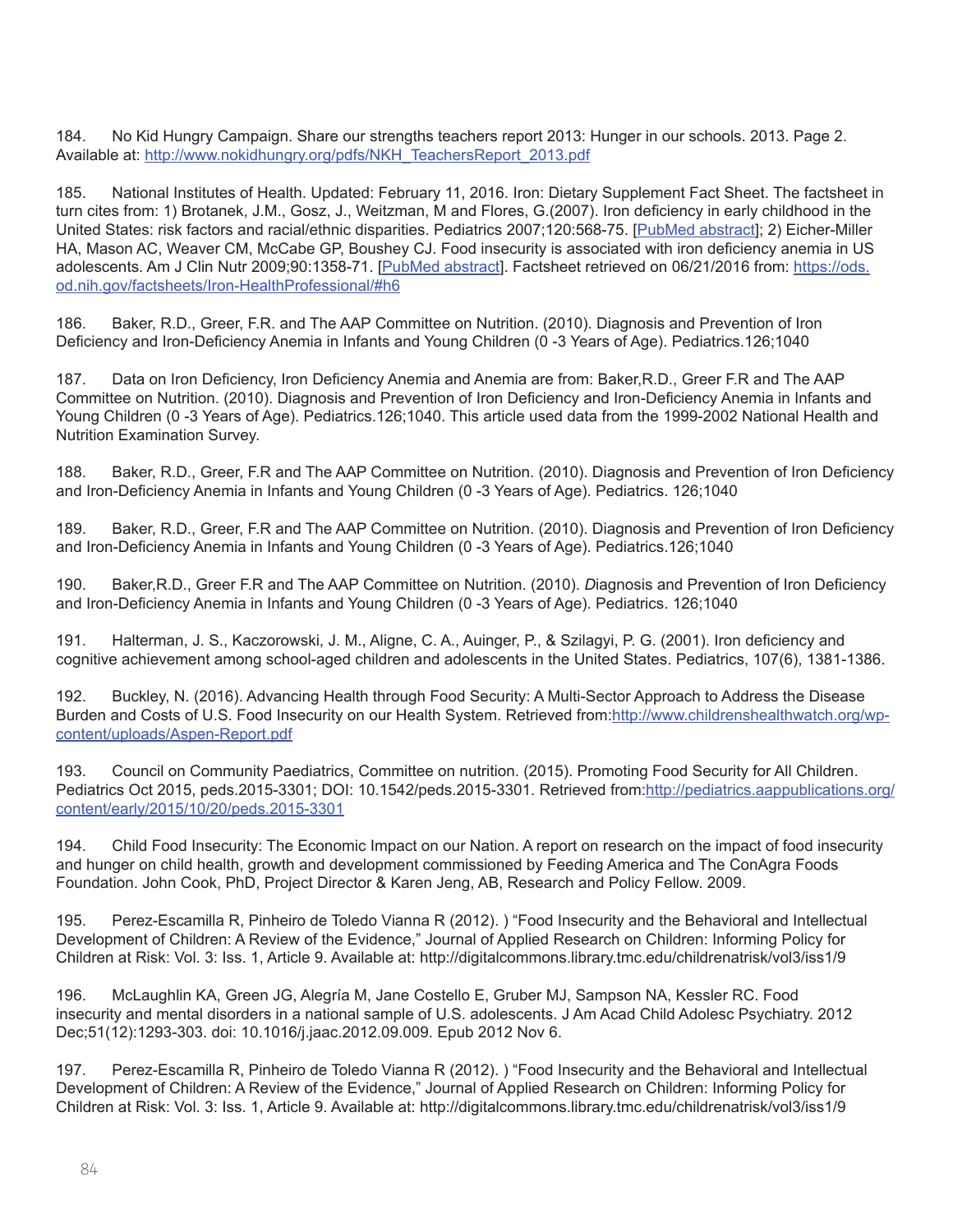184. No Kid Hungry Campaign. Share our strengths teachers report 2013: Hunger in our schools. 2013. Page 2. Available at: http://www.nokidhungry.org/pdfs/NKH_TeachersReport_2013.pdf

185. National Institutes of Health. Updated: February 11, 2016. Iron: Dietary Supplement Fact Sheet. The factsheet in turn cites from: 1) Brotanek, J.M., Gosz, J., Weitzman, M and Flores, G.(2007). Iron deficiency in early childhood in the United States: risk factors and racial/ethnic disparities. Pediatrics 2007;120:568-75. [PubMed abstract]; 2) Eicher-Miller HA, Mason AC, Weaver CM, McCabe GP, Boushey CJ. Food insecurity is associated with iron deficiency anemia in US adolescents. Am J Clin Nutr 2009;90:1358-71. [PubMed abstract]. Factsheet retrieved on 06/21/2016 from: https://ods.od.nih.gov/factsheets/Iron-HealthProfessional/#h6

186. Baker, R.D., Greer, F.R. and The AAP Committee on Nutrition. (2010). Diagnosis and Prevention of Iron Deficiency and Iron-Deficiency Anemia in Infants and Young Children (0 -3 Years of Age). Pediatrics.126;1040

187. Data on Iron Deficiency, Iron Deficiency Anemia and Anemia are from: Baker,R.D., Greer F.R and The AAP Committee on Nutrition. (2010). Diagnosis and Prevention of Iron Deficiency and Iron-Deficiency Anemia in Infants and Young Children (0 -3 Years of Age). Pediatrics.126;1040. This article used data from the 1999-2002 National Health and Nutrition Examination Survey.

188. Baker, R.D., Greer, F.R and The AAP Committee on Nutrition. (2010). Diagnosis and Prevention of Iron Deficiency and Iron-Deficiency Anemia in Infants and Young Children (0 -3 Years of Age). Pediatrics. 126;1040

189. Baker, R.D., Greer, F.R and The AAP Committee on Nutrition. (2010). Diagnosis and Prevention of Iron Deficiency and Iron-Deficiency Anemia in Infants and Young Children (0 -3 Years of Age). Pediatrics.126;1040

190. Baker,R.D., Greer F.R and The AAP Committee on Nutrition. (2010). *D*iagnosis and Prevention of Iron Deficiency and Iron-Deficiency Anemia in Infants and Young Children (0 -3 Years of Age). Pediatrics. 126;1040

191. Halterman, J. S., Kaczorowski, J. M., Aligne, C. A., Auinger, P., & Szilagyi, P. G. (2001). Iron deficiency and cognitive achievement among school-aged children and adolescents in the United States. Pediatrics, 107(6), 1381-1386.

192. Buckley, N. (2016). Advancing Health through Food Security: A Multi-Sector Approach to Address the Disease Burden and Costs of U.S. Food Insecurity on our Health System. Retrieved from:http://www.childrenshealthwatch.org/wp-content/uploads/Aspen-Report.pdf

193. Council on Community Paediatrics, Committee on nutrition. (2015). Promoting Food Security for All Children. Pediatrics Oct 2015, peds.2015-3301; DOI: 10.1542/peds.2015-3301. Retrieved from:http://pediatrics.aappublications.org/content/early/2015/10/20/peds.2015-3301

194. Child Food Insecurity: The Economic Impact on our Nation. A report on research on the impact of food insecurity and hunger on child health, growth and development commissioned by Feeding America and The ConAgra Foods Foundation. John Cook, PhD, Project Director & Karen Jeng, AB, Research and Policy Fellow. 2009.

195. Perez-Escamilla R, Pinheiro de Toledo Vianna R (2012). ) "Food Insecurity and the Behavioral and Intellectual Development of Children: A Review of the Evidence," Journal of Applied Research on Children: Informing Policy for Children at Risk: Vol. 3: Iss. 1, Article 9. Available at: http://digitalcommons.library.tmc.edu/childrenatrisk/vol3/iss1/9

196. McLaughlin KA, Green JG, Alegría M, Jane Costello E, Gruber MJ, Sampson NA, Kessler RC. Food insecurity and mental disorders in a national sample of U.S. adolescents. J Am Acad Child Adolesc Psychiatry. 2012 Dec;51(12):1293-303. doi: 10.1016/j.jaac.2012.09.009. Epub 2012 Nov 6.

197. Perez-Escamilla R, Pinheiro de Toledo Vianna R (2012). ) "Food Insecurity and the Behavioral and Intellectual Development of Children: A Review of the Evidence," Journal of Applied Research on Children: Informing Policy for Children at Risk: Vol. 3: Iss. 1, Article 9. Available at: http://digitalcommons.library.tmc.edu/childrenatrisk/vol3/iss1/9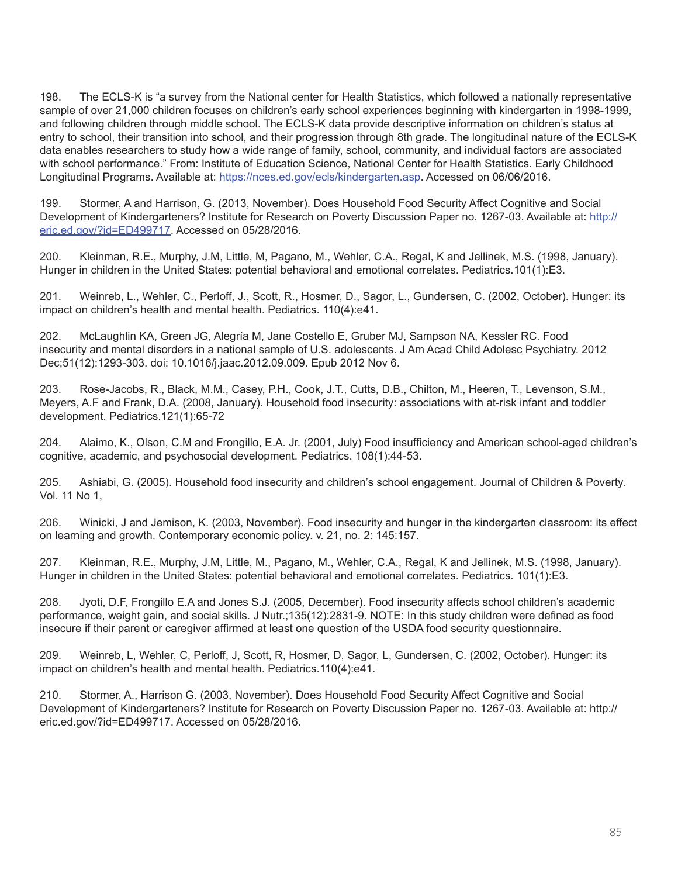198. The ECLS-K is "a survey from the National center for Health Statistics, which followed a nationally representative sample of over 21,000 children focuses on children's early school experiences beginning with kindergarten in 1998-1999, and following children through middle school. The ECLS-K data provide descriptive information on children's status at entry to school, their transition into school, and their progression through 8th grade. The longitudinal nature of the ECLS-K data enables researchers to study how a wide range of family, school, community, and individual factors are associated with school performance." From: Institute of Education Science, National Center for Health Statistics. Early Childhood Longitudinal Programs. Available at: [https://nces.ed.gov/ecls/kindergarten.asp](https://nces.ed.gov/ecls/kindergarten.asp). Accessed on 06/06/2016.

199. Stormer, A and Harrison, G. (2013, November). Does Household Food Security Affect Cognitive and Social Development of Kindergarteners? Institute for Research on Poverty Discussion Paper no. 1267-03. Available at: [http://eric.ed.gov/?id=ED499717](http://eric.ed.gov/?id=ED499717). Accessed on 05/28/2016.

200. Kleinman, R.E., Murphy, J.M, Little, M, Pagano, M., Wehler, C.A., Regal, K and Jellinek, M.S. (1998, January). Hunger in children in the United States: potential behavioral and emotional correlates. Pediatrics.101(1):E3.

201. Weinreb, L., Wehler, C., Perloff, J., Scott, R., Hosmer, D., Sagor, L., Gundersen, C. (2002, October). Hunger: its impact on children's health and mental health. Pediatrics. 110(4):e41.

202. McLaughlin KA, Green JG, Alegría M, Jane Costello E, Gruber MJ, Sampson NA, Kessler RC. Food insecurity and mental disorders in a national sample of U.S. adolescents. J Am Acad Child Adolesc Psychiatry. 2012 Dec;51(12):1293-303. doi: 10.1016/j.jaac.2012.09.009. Epub 2012 Nov 6.

203. Rose-Jacobs, R., Black, M.M., Casey, P.H., Cook, J.T., Cutts, D.B., Chilton, M., Heeren, T., Levenson, S.M., Meyers, A.F and Frank, D.A. (2008, January). Household food insecurity: associations with at-risk infant and toddler development. Pediatrics.121(1):65-72

204. Alaimo, K., Olson, C.M and Frongillo, E.A. Jr. (2001, July) Food insufficiency and American school-aged children's cognitive, academic, and psychosocial development. Pediatrics. 108(1):44-53.

205. Ashiabi, G. (2005). Household food insecurity and children's school engagement. Journal of Children & Poverty. Vol. 11 No 1,

206. Winicki, J and Jemison, K. (2003, November). Food insecurity and hunger in the kindergarten classroom: its effect on learning and growth. Contemporary economic policy. v. 21, no. 2: 145:157.

207. Kleinman, R.E., Murphy, J.M, Little, M., Pagano, M., Wehler, C.A., Regal, K and Jellinek, M.S. (1998, January). Hunger in children in the United States: potential behavioral and emotional correlates. Pediatrics. 101(1):E3.

208. Jyoti, D.F, Frongillo E.A and Jones S.J. (2005, December). Food insecurity affects school children's academic performance, weight gain, and social skills. J Nutr.;135(12):2831-9. NOTE: In this study children were defined as food insecure if their parent or caregiver affirmed at least one question of the USDA food security questionnaire.

209. Weinreb, L, Wehler, C, Perloff, J, Scott, R, Hosmer, D, Sagor, L, Gundersen, C. (2002, October). Hunger: its impact on children's health and mental health. Pediatrics.110(4):e41.

210. Stormer, A., Harrison G. (2003, November). Does Household Food Security Affect Cognitive and Social Development of Kindergarteners? Institute for Research on Poverty Discussion Paper no. 1267-03. Available at: http://eric.ed.gov/?id=ED499717. Accessed on 05/28/2016.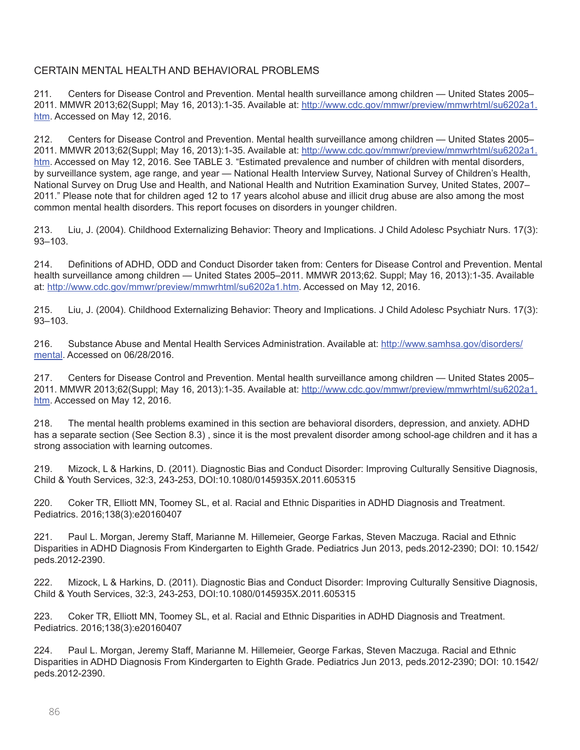CERTAIN MENTAL HEALTH AND BEHAVIORAL PROBLEMS

211. Centers for Disease Control and Prevention. Mental health surveillance among children — United States 2005–2011. MMWR 2013;62(Suppl; May 16, 2013):1-35. Available at: http://www.cdc.gov/mmwr/preview/mmwrhtml/su6202a1.htm. Accessed on May 12, 2016.

212. Centers for Disease Control and Prevention. Mental health surveillance among children — United States 2005–2011. MMWR 2013;62(Suppl; May 16, 2013):1-35. Available at: http://www.cdc.gov/mmwr/preview/mmwrhtml/su6202a1.htm. Accessed on May 12, 2016. See TABLE 3. "Estimated prevalence and number of children with mental disorders, by surveillance system, age range, and year — National Health Interview Survey, National Survey of Children's Health, National Survey on Drug Use and Health, and National Health and Nutrition Examination Survey, United States, 2007–2011." Please note that for children aged 12 to 17 years alcohol abuse and illicit drug abuse are also among the most common mental health disorders. This report focuses on disorders in younger children.

213. Liu, J. (2004). Childhood Externalizing Behavior: Theory and Implications. J Child Adolesc Psychiatr Nurs. 17(3): 93–103.

214. Definitions of ADHD, ODD and Conduct Disorder taken from: Centers for Disease Control and Prevention. Mental health surveillance among children — United States 2005–2011. MMWR 2013;62. Suppl; May 16, 2013):1-35. Available at: http://www.cdc.gov/mmwr/preview/mmwrhtml/su6202a1.htm. Accessed on May 12, 2016.

215. Liu, J. (2004). Childhood Externalizing Behavior: Theory and Implications. J Child Adolesc Psychiatr Nurs. 17(3): 93–103.

216. Substance Abuse and Mental Health Services Administration. Available at: http://www.samhsa.gov/disorders/mental. Accessed on 06/28/2016.

217. Centers for Disease Control and Prevention. Mental health surveillance among children — United States 2005–2011. MMWR 2013;62(Suppl; May 16, 2013):1-35. Available at: http://www.cdc.gov/mmwr/preview/mmwrhtml/su6202a1.htm. Accessed on May 12, 2016.

218. The mental health problems examined in this section are behavioral disorders, depression, and anxiety. ADHD has a separate section (See Section 8.3) , since it is the most prevalent disorder among school-age children and it has a strong association with learning outcomes.

219. Mizock, L & Harkins, D. (2011). Diagnostic Bias and Conduct Disorder: Improving Culturally Sensitive Diagnosis, Child & Youth Services, 32:3, 243-253, DOI:10.1080/0145935X.2011.605315

220. Coker TR, Elliott MN, Toomey SL, et al. Racial and Ethnic Disparities in ADHD Diagnosis and Treatment. Pediatrics. 2016;138(3):e20160407

221. Paul L. Morgan, Jeremy Staff, Marianne M. Hillemeier, George Farkas, Steven Maczuga. Racial and Ethnic Disparities in ADHD Diagnosis From Kindergarten to Eighth Grade. Pediatrics Jun 2013, peds.2012-2390; DOI: 10.1542/peds.2012-2390.

222. Mizock, L & Harkins, D. (2011). Diagnostic Bias and Conduct Disorder: Improving Culturally Sensitive Diagnosis, Child & Youth Services, 32:3, 243-253, DOI:10.1080/0145935X.2011.605315

223. Coker TR, Elliott MN, Toomey SL, et al. Racial and Ethnic Disparities in ADHD Diagnosis and Treatment. Pediatrics. 2016;138(3):e20160407

224. Paul L. Morgan, Jeremy Staff, Marianne M. Hillemeier, George Farkas, Steven Maczuga. Racial and Ethnic Disparities in ADHD Diagnosis From Kindergarten to Eighth Grade. Pediatrics Jun 2013, peds.2012-2390; DOI: 10.1542/peds.2012-2390.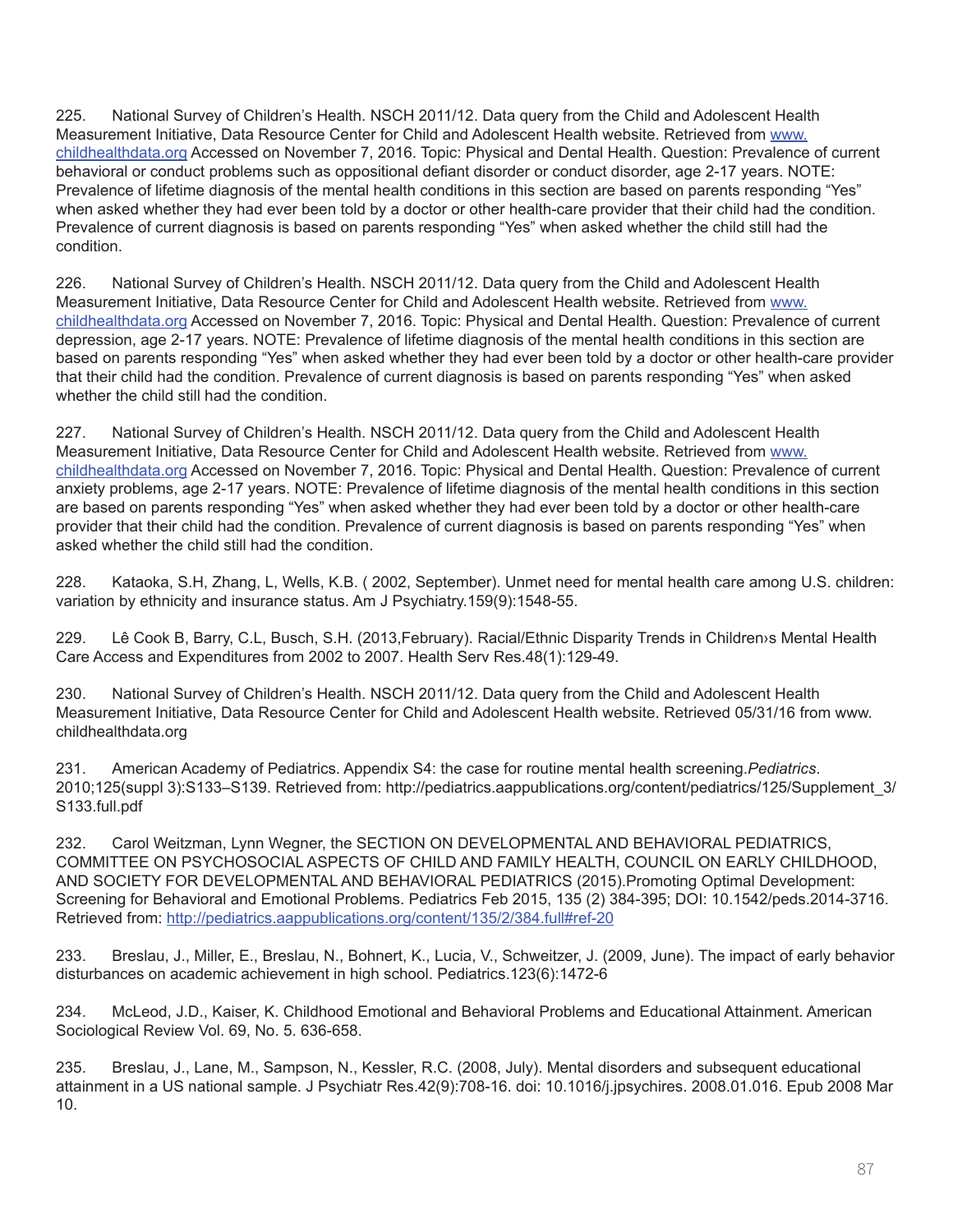225. National Survey of Children's Health. NSCH 2011/12. Data query from the Child and Adolescent Health Measurement Initiative, Data Resource Center for Child and Adolescent Health website. Retrieved from [www.childhealthdata.org](http://www.childhealthdata.org) Accessed on November 7, 2016. Topic: Physical and Dental Health. Question: Prevalence of current behavioral or conduct problems such as oppositional defiant disorder or conduct disorder, age 2-17 years. NOTE: Prevalence of lifetime diagnosis of the mental health conditions in this section are based on parents responding "Yes" when asked whether they had ever been told by a doctor or other health-care provider that their child had the condition. Prevalence of current diagnosis is based on parents responding "Yes" when asked whether the child still had the condition.

226. National Survey of Children's Health. NSCH 2011/12. Data query from the Child and Adolescent Health Measurement Initiative, Data Resource Center for Child and Adolescent Health website. Retrieved from [www.childhealthdata.org](http://www.childhealthdata.org) Accessed on November 7, 2016. Topic: Physical and Dental Health. Question: Prevalence of current depression, age 2-17 years. NOTE: Prevalence of lifetime diagnosis of the mental health conditions in this section are based on parents responding "Yes" when asked whether they had ever been told by a doctor or other health-care provider that their child had the condition. Prevalence of current diagnosis is based on parents responding "Yes" when asked whether the child still had the condition.

227. National Survey of Children's Health. NSCH 2011/12. Data query from the Child and Adolescent Health Measurement Initiative, Data Resource Center for Child and Adolescent Health website. Retrieved from [www.childhealthdata.org](http://www.childhealthdata.org) Accessed on November 7, 2016. Topic: Physical and Dental Health. Question: Prevalence of current anxiety problems, age 2-17 years. NOTE: Prevalence of lifetime diagnosis of the mental health conditions in this section are based on parents responding "Yes" when asked whether they had ever been told by a doctor or other health-care provider that their child had the condition. Prevalence of current diagnosis is based on parents responding "Yes" when asked whether the child still had the condition.

228. Kataoka, S.H, Zhang, L, Wells, K.B. ( 2002, September). Unmet need for mental health care among U.S. children: variation by ethnicity and insurance status. Am J Psychiatry.159(9):1548-55.

229. Lê Cook B, Barry, C.L, Busch, S.H. (2013,February). Racial/Ethnic Disparity Trends in Children›s Mental Health Care Access and Expenditures from 2002 to 2007. Health Serv Res.48(1):129-49.

230. National Survey of Children's Health. NSCH 2011/12. Data query from the Child and Adolescent Health Measurement Initiative, Data Resource Center for Child and Adolescent Health website. Retrieved 05/31/16 from www.childhealthdata.org

231. American Academy of Pediatrics. Appendix S4: the case for routine mental health screening.*Pediatrics*. 2010;125(suppl 3):S133–S139. Retrieved from: http://pediatrics.aappublications.org/content/pediatrics/125/Supplement_3/S133.full.pdf

232. Carol Weitzman, Lynn Wegner, the SECTION ON DEVELOPMENTAL AND BEHAVIORAL PEDIATRICS, COMMITTEE ON PSYCHOSOCIAL ASPECTS OF CHILD AND FAMILY HEALTH, COUNCIL ON EARLY CHILDHOOD, AND SOCIETY FOR DEVELOPMENTAL AND BEHAVIORAL PEDIATRICS (2015).Promoting Optimal Development: Screening for Behavioral and Emotional Problems. Pediatrics Feb 2015, 135 (2) 384-395; DOI: 10.1542/peds.2014-3716. Retrieved from: [http://pediatrics.aappublications.org/content/135/2/384.full#ref-20](http://pediatrics.aappublications.org/content/135/2/384.full#ref-20)

233. Breslau, J., Miller, E., Breslau, N., Bohnert, K., Lucia, V., Schweitzer, J. (2009, June). The impact of early behavior disturbances on academic achievement in high school. Pediatrics.123(6):1472-6

234. McLeod, J.D., Kaiser, K. Childhood Emotional and Behavioral Problems and Educational Attainment. American Sociological Review Vol. 69, No. 5. 636-658.

235. Breslau, J., Lane, M., Sampson, N., Kessler, R.C. (2008, July). Mental disorders and subsequent educational attainment in a US national sample. J Psychiatr Res.42(9):708-16. doi: 10.1016/j.jpsychires. 2008.01.016. Epub 2008 Mar 10.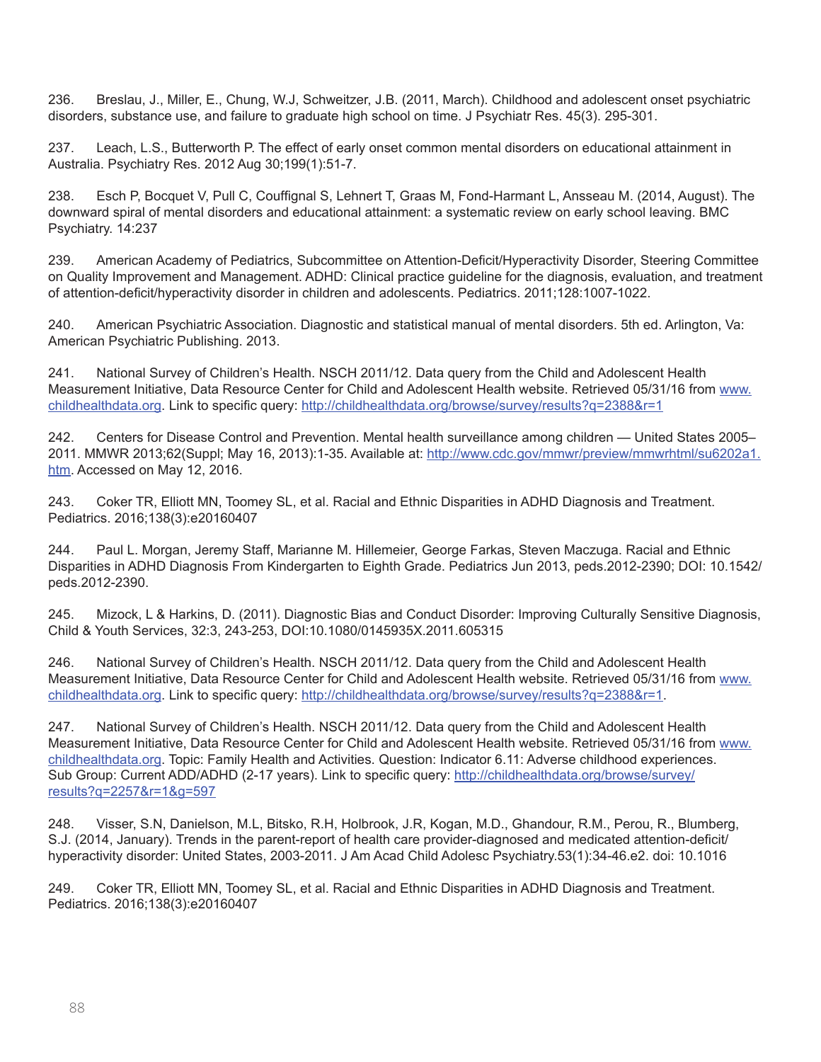236. Breslau, J., Miller, E., Chung, W.J, Schweitzer, J.B. (2011, March). Childhood and adolescent onset psychiatric disorders, substance use, and failure to graduate high school on time. J Psychiatr Res. 45(3). 295-301.

237. Leach, L.S., Butterworth P. The effect of early onset common mental disorders on educational attainment in Australia. Psychiatry Res. 2012 Aug 30;199(1):51-7.

238. Esch P, Bocquet V, Pull C, Couffignal S, Lehnert T, Graas M, Fond-Harmant L, Ansseau M. (2014, August). The downward spiral of mental disorders and educational attainment: a systematic review on early school leaving. BMC Psychiatry. 14:237

239. American Academy of Pediatrics, Subcommittee on Attention-Deficit/Hyperactivity Disorder, Steering Committee on Quality Improvement and Management. ADHD: Clinical practice guideline for the diagnosis, evaluation, and treatment of attention-deficit/hyperactivity disorder in children and adolescents. Pediatrics. 2011;128:1007-1022.

240. American Psychiatric Association. Diagnostic and statistical manual of mental disorders. 5th ed. Arlington, Va: American Psychiatric Publishing. 2013.

241. National Survey of Children's Health. NSCH 2011/12. Data query from the Child and Adolescent Health Measurement Initiative, Data Resource Center for Child and Adolescent Health website. Retrieved 05/31/16 from www.childhealthdata.org. Link to specific query: http://childhealthdata.org/browse/survey/results?q=2388&r=1

242. Centers for Disease Control and Prevention. Mental health surveillance among children — United States 2005–2011. MMWR 2013;62(Suppl; May 16, 2013):1-35. Available at: http://www.cdc.gov/mmwr/preview/mmwrhtml/su6202a1.htm. Accessed on May 12, 2016.

243. Coker TR, Elliott MN, Toomey SL, et al. Racial and Ethnic Disparities in ADHD Diagnosis and Treatment. Pediatrics. 2016;138(3):e20160407

244. Paul L. Morgan, Jeremy Staff, Marianne M. Hillemeier, George Farkas, Steven Maczuga. Racial and Ethnic Disparities in ADHD Diagnosis From Kindergarten to Eighth Grade. Pediatrics Jun 2013, peds.2012-2390; DOI: 10.1542/peds.2012-2390.

245. Mizock, L & Harkins, D. (2011). Diagnostic Bias and Conduct Disorder: Improving Culturally Sensitive Diagnosis, Child & Youth Services, 32:3, 243-253, DOI:10.1080/0145935X.2011.605315

246. National Survey of Children's Health. NSCH 2011/12. Data query from the Child and Adolescent Health Measurement Initiative, Data Resource Center for Child and Adolescent Health website. Retrieved 05/31/16 from www.childhealthdata.org. Link to specific query: http://childhealthdata.org/browse/survey/results?q=2388&r=1.

247. National Survey of Children's Health. NSCH 2011/12. Data query from the Child and Adolescent Health Measurement Initiative, Data Resource Center for Child and Adolescent Health website. Retrieved 05/31/16 from www.childhealthdata.org. Topic: Family Health and Activities. Question: Indicator 6.11: Adverse childhood experiences. Sub Group: Current ADD/ADHD (2-17 years). Link to specific query: http://childhealthdata.org/browse/survey/results?q=2257&r=1&g=597

248. Visser, S.N, Danielson, M.L, Bitsko, R.H, Holbrook, J.R, Kogan, M.D., Ghandour, R.M., Perou, R., Blumberg, S.J. (2014, January). Trends in the parent-report of health care provider-diagnosed and medicated attention-deficit/hyperactivity disorder: United States, 2003-2011. J Am Acad Child Adolesc Psychiatry.53(1):34-46.e2. doi: 10.1016

249. Coker TR, Elliott MN, Toomey SL, et al. Racial and Ethnic Disparities in ADHD Diagnosis and Treatment. Pediatrics. 2016;138(3):e20160407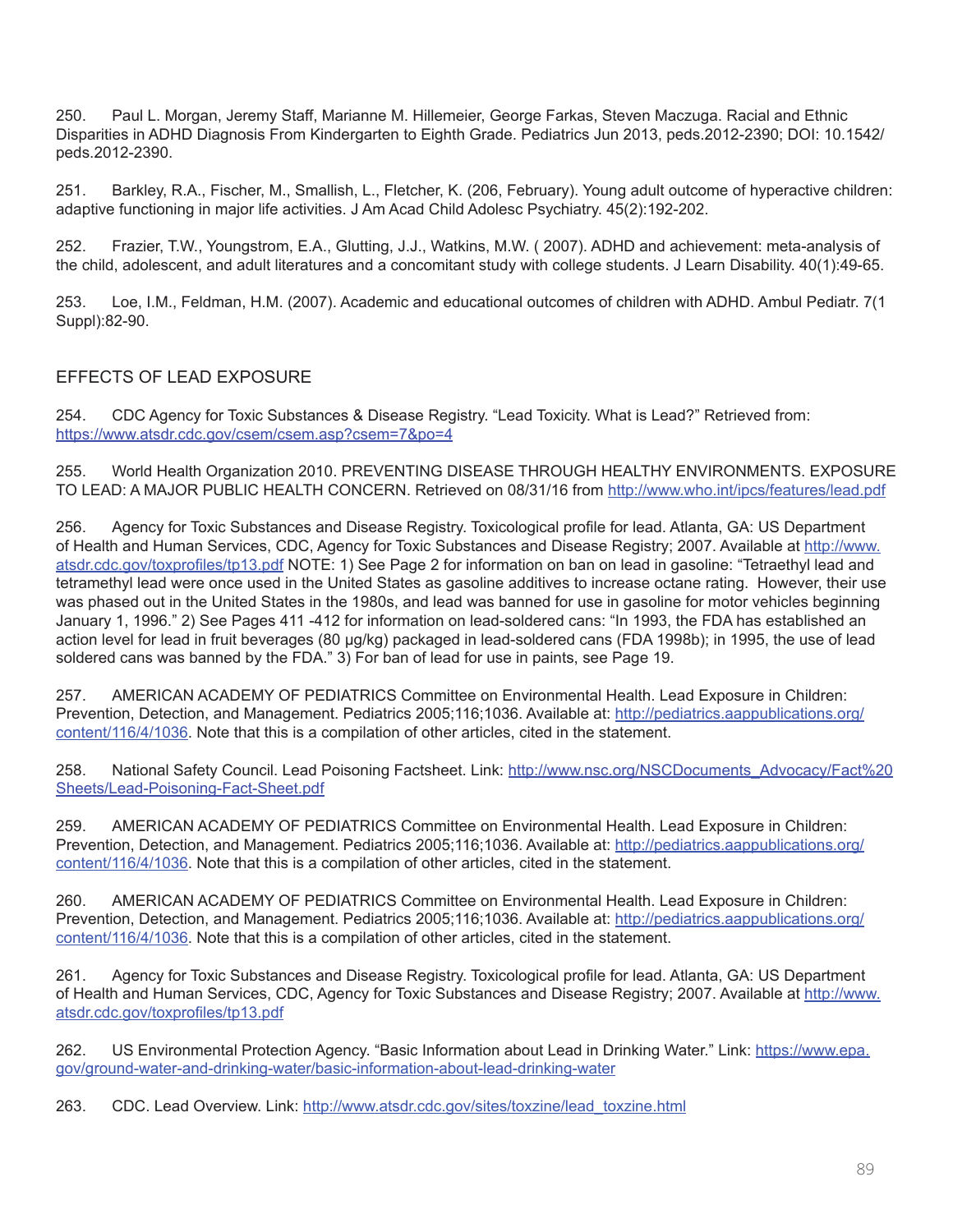250. Paul L. Morgan, Jeremy Staff, Marianne M. Hillemeier, George Farkas, Steven Maczuga. Racial and Ethnic Disparities in ADHD Diagnosis From Kindergarten to Eighth Grade. Pediatrics Jun 2013, peds.2012-2390; DOI: 10.1542/peds.2012-2390.

251. Barkley, R.A., Fischer, M., Smallish, L., Fletcher, K. (206, February). Young adult outcome of hyperactive children: adaptive functioning in major life activities. J Am Acad Child Adolesc Psychiatry. 45(2):192-202.

252. Frazier, T.W., Youngstrom, E.A., Glutting, J.J., Watkins, M.W. ( 2007). ADHD and achievement: meta-analysis of the child, adolescent, and adult literatures and a concomitant study with college students. J Learn Disability. 40(1):49-65.

253. Loe, I.M., Feldman, H.M. (2007). Academic and educational outcomes of children with ADHD. Ambul Pediatr. 7(1 Suppl):82-90.

## EFFECTS OF LEAD EXPOSURE

254. CDC Agency for Toxic Substances & Disease Registry. "Lead Toxicity. What is Lead?" Retrieved from: https://www.atsdr.cdc.gov/csem/csem.asp?csem=7&po=4

255. World Health Organization 2010. PREVENTING DISEASE THROUGH HEALTHY ENVIRONMENTS. EXPOSURE TO LEAD: A MAJOR PUBLIC HEALTH CONCERN. Retrieved on 08/31/16 from http://www.who.int/ipcs/features/lead.pdf

256. Agency for Toxic Substances and Disease Registry. Toxicological profile for lead. Atlanta, GA: US Department of Health and Human Services, CDC, Agency for Toxic Substances and Disease Registry; 2007. Available at http://www.atsdr.cdc.gov/toxprofiles/tp13.pdf NOTE: 1) See Page 2 for information on ban on lead in gasoline: "Tetraethyl lead and tetramethyl lead were once used in the United States as gasoline additives to increase octane rating. However, their use was phased out in the United States in the 1980s, and lead was banned for use in gasoline for motor vehicles beginning January 1, 1996." 2) See Pages 411 -412 for information on lead-soldered cans: "In 1993, the FDA has established an action level for lead in fruit beverages (80 μg/kg) packaged in lead-soldered cans (FDA 1998b); in 1995, the use of lead soldered cans was banned by the FDA." 3) For ban of lead for use in paints, see Page 19.

257. AMERICAN ACADEMY OF PEDIATRICS Committee on Environmental Health. Lead Exposure in Children: Prevention, Detection, and Management. Pediatrics 2005;116;1036. Available at: http://pediatrics.aappublications.org/content/116/4/1036. Note that this is a compilation of other articles, cited in the statement.

258. National Safety Council. Lead Poisoning Factsheet. Link: http://www.nsc.org/NSCDocuments_Advocacy/Fact%20Sheets/Lead-Poisoning-Fact-Sheet.pdf

259. AMERICAN ACADEMY OF PEDIATRICS Committee on Environmental Health. Lead Exposure in Children: Prevention, Detection, and Management. Pediatrics 2005;116;1036. Available at: http://pediatrics.aappublications.org/content/116/4/1036. Note that this is a compilation of other articles, cited in the statement.

260. AMERICAN ACADEMY OF PEDIATRICS Committee on Environmental Health. Lead Exposure in Children: Prevention, Detection, and Management. Pediatrics 2005;116;1036. Available at: http://pediatrics.aappublications.org/content/116/4/1036. Note that this is a compilation of other articles, cited in the statement.

261. Agency for Toxic Substances and Disease Registry. Toxicological profile for lead. Atlanta, GA: US Department of Health and Human Services, CDC, Agency for Toxic Substances and Disease Registry; 2007. Available at http://www.atsdr.cdc.gov/toxprofiles/tp13.pdf

262. US Environmental Protection Agency. "Basic Information about Lead in Drinking Water." Link: https://www.epa.gov/ground-water-and-drinking-water/basic-information-about-lead-drinking-water

263. CDC. Lead Overview. Link: http://www.atsdr.cdc.gov/sites/toxzine/lead_toxzine.html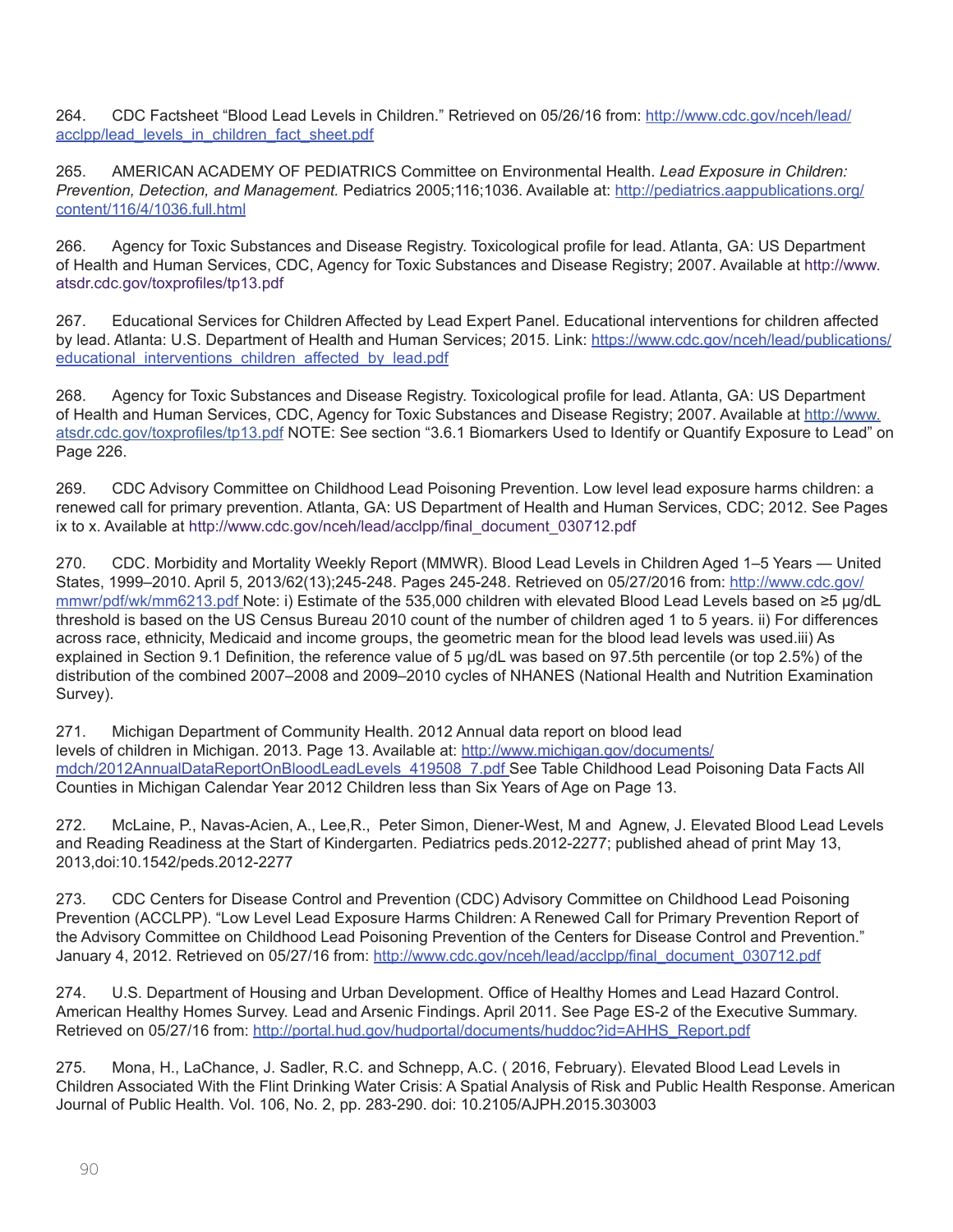264. CDC Factsheet "Blood Lead Levels in Children." Retrieved on 05/26/16 from: http://www.cdc.gov/nceh/lead/acclpp/lead_levels_in_children_fact_sheet.pdf

265. AMERICAN ACADEMY OF PEDIATRICS Committee on Environmental Health. *Lead Exposure in Children: Prevention, Detection, and Management.* Pediatrics 2005;116;1036. Available at: http://pediatrics.aappublications.org/content/116/4/1036.full.html

266. Agency for Toxic Substances and Disease Registry. Toxicological profile for lead. Atlanta, GA: US Department of Health and Human Services, CDC, Agency for Toxic Substances and Disease Registry; 2007. Available at http://www.atsdr.cdc.gov/toxprofiles/tp13.pdf

267. Educational Services for Children Affected by Lead Expert Panel. Educational interventions for children affected by lead. Atlanta: U.S. Department of Health and Human Services; 2015. Link: https://www.cdc.gov/nceh/lead/publications/educational_interventions_children_affected_by_lead.pdf

268. Agency for Toxic Substances and Disease Registry. Toxicological profile for lead. Atlanta, GA: US Department of Health and Human Services, CDC, Agency for Toxic Substances and Disease Registry; 2007. Available at http://www.atsdr.cdc.gov/toxprofiles/tp13.pdf NOTE: See section "3.6.1 Biomarkers Used to Identify or Quantify Exposure to Lead" on Page 226.

269. CDC Advisory Committee on Childhood Lead Poisoning Prevention. Low level lead exposure harms children: a renewed call for primary prevention. Atlanta, GA: US Department of Health and Human Services, CDC; 2012. See Pages ix to x. Available at http://www.cdc.gov/nceh/lead/acclpp/final_document_030712.pdf

270. CDC. Morbidity and Mortality Weekly Report (MMWR). Blood Lead Levels in Children Aged 1–5 Years — United States, 1999–2010. April 5, 2013/62(13);245-248. Pages 245-248. Retrieved on 05/27/2016 from: http://www.cdc.gov/mmwr/pdf/wk/mm6213.pdf Note: i) Estimate of the 535,000 children with elevated Blood Lead Levels based on ≥5 μg/dL threshold is based on the US Census Bureau 2010 count of the number of children aged 1 to 5 years. ii) For differences across race, ethnicity, Medicaid and income groups, the geometric mean for the blood lead levels was used.iii) As explained in Section 9.1 Definition, the reference value of 5 μg/dL was based on 97.5th percentile (or top 2.5%) of the distribution of the combined 2007–2008 and 2009–2010 cycles of NHANES (National Health and Nutrition Examination Survey).

271. Michigan Department of Community Health. 2012 Annual data report on blood lead levels of children in Michigan. 2013. Page 13. Available at: http://www.michigan.gov/documents/mdch/2012AnnualDataReportOnBloodLeadLevels_419508_7.pdf See Table Childhood Lead Poisoning Data Facts All Counties in Michigan Calendar Year 2012 Children less than Six Years of Age on Page 13.

272. McLaine, P., Navas-Acien, A., Lee,R., Peter Simon, Diener-West, M and Agnew, J. Elevated Blood Lead Levels and Reading Readiness at the Start of Kindergarten. Pediatrics peds.2012-2277; published ahead of print May 13, 2013,doi:10.1542/peds.2012-2277

273. CDC Centers for Disease Control and Prevention (CDC) Advisory Committee on Childhood Lead Poisoning Prevention (ACCLPP). "Low Level Lead Exposure Harms Children: A Renewed Call for Primary Prevention Report of the Advisory Committee on Childhood Lead Poisoning Prevention of the Centers for Disease Control and Prevention." January 4, 2012. Retrieved on 05/27/16 from: http://www.cdc.gov/nceh/lead/acclpp/final_document_030712.pdf

274. U.S. Department of Housing and Urban Development. Office of Healthy Homes and Lead Hazard Control. American Healthy Homes Survey. Lead and Arsenic Findings. April 2011. See Page ES-2 of the Executive Summary. Retrieved on 05/27/16 from: http://portal.hud.gov/hudportal/documents/huddoc?id=AHHS_Report.pdf

275. Mona, H., LaChance, J. Sadler, R.C. and Schnepp, A.C. ( 2016, February). Elevated Blood Lead Levels in Children Associated With the Flint Drinking Water Crisis: A Spatial Analysis of Risk and Public Health Response. American Journal of Public Health. Vol. 106, No. 2, pp. 283-290. doi: 10.2105/AJPH.2015.303003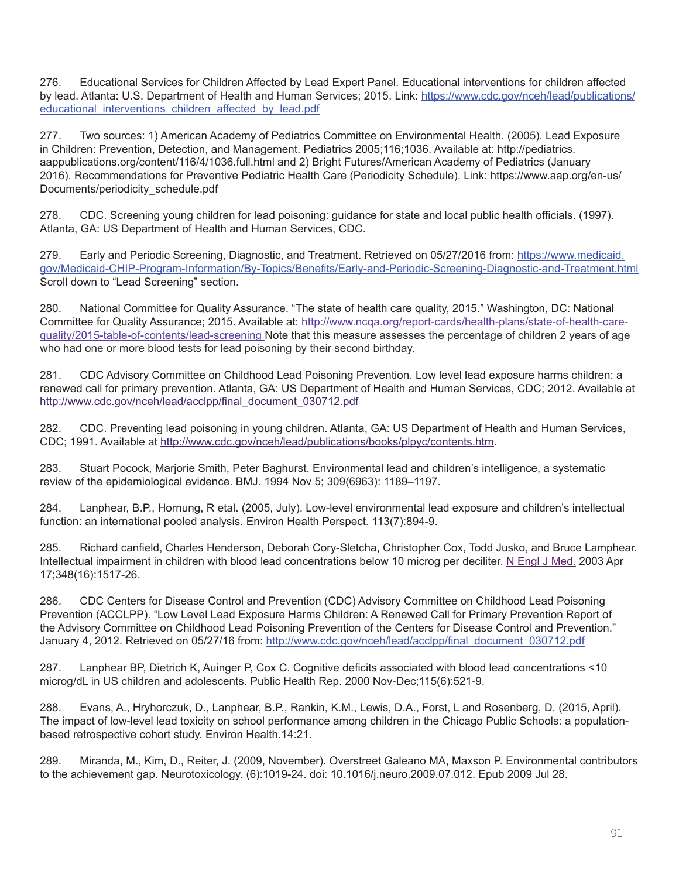276. Educational Services for Children Affected by Lead Expert Panel. Educational interventions for children affected by lead. Atlanta: U.S. Department of Health and Human Services; 2015. Link: https://www.cdc.gov/nceh/lead/publications/educational_interventions_children_affected_by_lead.pdf

277. Two sources: 1) American Academy of Pediatrics Committee on Environmental Health. (2005). Lead Exposure in Children: Prevention, Detection, and Management. Pediatrics 2005;116;1036. Available at: http://pediatrics.aappublications.org/content/116/4/1036.full.html and 2) Bright Futures/American Academy of Pediatrics (January 2016). Recommendations for Preventive Pediatric Health Care (Periodicity Schedule). Link: https://www.aap.org/en-us/Documents/periodicity_schedule.pdf

278. CDC. Screening young children for lead poisoning: guidance for state and local public health officials. (1997). Atlanta, GA: US Department of Health and Human Services, CDC.

279. Early and Periodic Screening, Diagnostic, and Treatment. Retrieved on 05/27/2016 from: https://www.medicaid.gov/Medicaid-CHIP-Program-Information/By-Topics/Benefits/Early-and-Periodic-Screening-Diagnostic-and-Treatment.html Scroll down to "Lead Screening" section.

280. National Committee for Quality Assurance. "The state of health care quality, 2015." Washington, DC: National Committee for Quality Assurance; 2015. Available at: http://www.ncqa.org/report-cards/health-plans/state-of-health-care-quality/2015-table-of-contents/lead-screening Note that this measure assesses the percentage of children 2 years of age who had one or more blood tests for lead poisoning by their second birthday.

281. CDC Advisory Committee on Childhood Lead Poisoning Prevention. Low level lead exposure harms children: a renewed call for primary prevention. Atlanta, GA: US Department of Health and Human Services, CDC; 2012. Available at http://www.cdc.gov/nceh/lead/acclpp/final_document_030712.pdf

282. CDC. Preventing lead poisoning in young children. Atlanta, GA: US Department of Health and Human Services, CDC; 1991. Available at http://www.cdc.gov/nceh/lead/publications/books/plpyc/contents.htm.

283. Stuart Pocock, Marjorie Smith, Peter Baghurst. Environmental lead and children's intelligence, a systematic review of the epidemiological evidence. BMJ. 1994 Nov 5; 309(6963): 1189–1197.

284. Lanphear, B.P., Hornung, R etal. (2005, July). Low-level environmental lead exposure and children's intellectual function: an international pooled analysis. Environ Health Perspect. 113(7):894-9.

285. Richard canfield, Charles Henderson, Deborah Cory-Sletcha, Christopher Cox, Todd Jusko, and Bruce Lamphear. Intellectual impairment in children with blood lead concentrations below 10 microg per deciliter. N Engl J Med. 2003 Apr 17;348(16):1517-26.

286. CDC Centers for Disease Control and Prevention (CDC) Advisory Committee on Childhood Lead Poisoning Prevention (ACCLPP). "Low Level Lead Exposure Harms Children: A Renewed Call for Primary Prevention Report of the Advisory Committee on Childhood Lead Poisoning Prevention of the Centers for Disease Control and Prevention." January 4, 2012. Retrieved on 05/27/16 from: http://www.cdc.gov/nceh/lead/acclpp/final_document_030712.pdf

287. Lanphear BP, Dietrich K, Auinger P, Cox C. Cognitive deficits associated with blood lead concentrations <10 microg/dL in US children and adolescents. Public Health Rep. 2000 Nov-Dec;115(6):521-9.

288. Evans, A., Hryhorczuk, D., Lanphear, B.P., Rankin, K.M., Lewis, D.A., Forst, L and Rosenberg, D. (2015, April). The impact of low-level lead toxicity on school performance among children in the Chicago Public Schools: a population-based retrospective cohort study. Environ Health.14:21.

289. Miranda, M., Kim, D., Reiter, J. (2009, November). Overstreet Galeano MA, Maxson P. Environmental contributors to the achievement gap. Neurotoxicology. (6):1019-24. doi: 10.1016/j.neuro.2009.07.012. Epub 2009 Jul 28.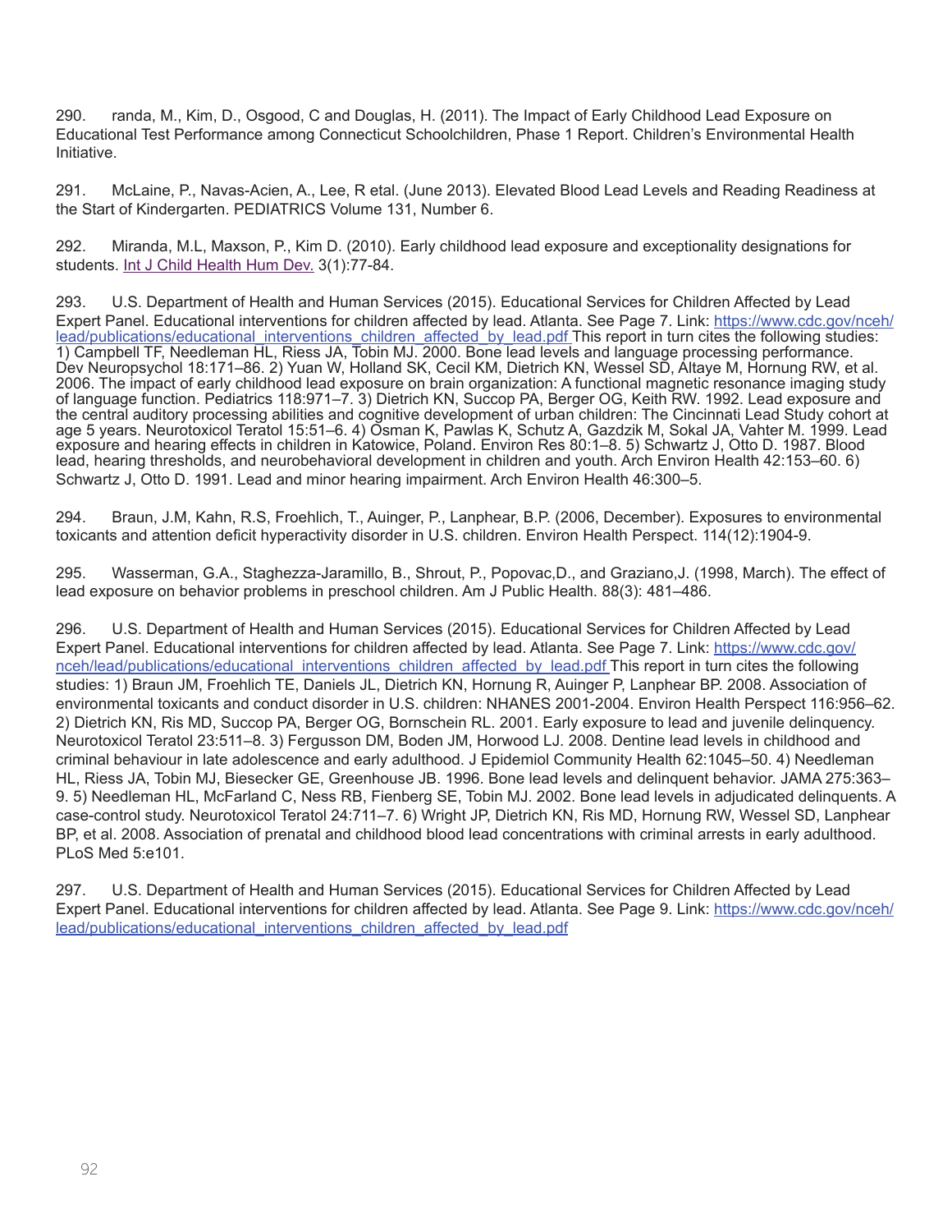290. randa, M., Kim, D., Osgood, C and Douglas, H. (2011). The Impact of Early Childhood Lead Exposure on Educational Test Performance among Connecticut Schoolchildren, Phase 1 Report. Children's Environmental Health Initiative.

291. McLaine, P., Navas-Acien, A., Lee, R etal. (June 2013). Elevated Blood Lead Levels and Reading Readiness at the Start of Kindergarten. PEDIATRICS Volume 131, Number 6.

292. Miranda, M.L, Maxson, P., Kim D. (2010). Early childhood lead exposure and exceptionality designations for students. Int J Child Health Hum Dev. 3(1):77-84.

293. U.S. Department of Health and Human Services (2015). Educational Services for Children Affected by Lead Expert Panel. Educational interventions for children affected by lead. Atlanta. See Page 7. Link: https://www.cdc.gov/nceh/lead/publications/educational_interventions_children_affected_by_lead.pdf This report in turn cites the following studies: 1) Campbell TF, Needleman HL, Riess JA, Tobin MJ. 2000. Bone lead levels and language processing performance. Dev Neuropsychol 18:171–86. 2) Yuan W, Holland SK, Cecil KM, Dietrich KN, Wessel SD, Altaye M, Hornung RW, et al. 2006. The impact of early childhood lead exposure on brain organization: A functional magnetic resonance imaging study of language function. Pediatrics 118:971–7. 3) Dietrich KN, Succop PA, Berger OG, Keith RW. 1992. Lead exposure and the central auditory processing abilities and cognitive development of urban children: The Cincinnati Lead Study cohort at age 5 years. Neurotoxicol Teratol 15:51–6. 4) Osman K, Pawlas K, Schutz A, Gazdzik M, Sokal JA, Vahter M. 1999. Lead exposure and hearing effects in children in Katowice, Poland. Environ Res 80:1–8. 5) Schwartz J, Otto D. 1987. Blood lead, hearing thresholds, and neurobehavioral development in children and youth. Arch Environ Health 42:153–60. 6) Schwartz J, Otto D. 1991. Lead and minor hearing impairment. Arch Environ Health 46:300–5.

294. Braun, J.M, Kahn, R.S, Froehlich, T., Auinger, P., Lanphear, B.P. (2006, December). Exposures to environmental toxicants and attention deficit hyperactivity disorder in U.S. children. Environ Health Perspect. 114(12):1904-9.

295. Wasserman, G.A., Staghezza-Jaramillo, B., Shrout, P., Popovac,D., and Graziano,J. (1998, March). The effect of lead exposure on behavior problems in preschool children. Am J Public Health. 88(3): 481–486.

296. U.S. Department of Health and Human Services (2015). Educational Services for Children Affected by Lead Expert Panel. Educational interventions for children affected by lead. Atlanta. See Page 7. Link: https://www.cdc.gov/nceh/lead/publications/educational_interventions_children_affected_by_lead.pdf This report in turn cites the following studies: 1) Braun JM, Froehlich TE, Daniels JL, Dietrich KN, Hornung R, Auinger P, Lanphear BP. 2008. Association of environmental toxicants and conduct disorder in U.S. children: NHANES 2001-2004. Environ Health Perspect 116:956–62. 2) Dietrich KN, Ris MD, Succop PA, Berger OG, Bornschein RL. 2001. Early exposure to lead and juvenile delinquency. Neurotoxicol Teratol 23:511–8. 3) Fergusson DM, Boden JM, Horwood LJ. 2008. Dentine lead levels in childhood and criminal behaviour in late adolescence and early adulthood. J Epidemiol Community Health 62:1045–50. 4) Needleman HL, Riess JA, Tobin MJ, Biesecker GE, Greenhouse JB. 1996. Bone lead levels and delinquent behavior. JAMA 275:363–9. 5) Needleman HL, McFarland C, Ness RB, Fienberg SE, Tobin MJ. 2002. Bone lead levels in adjudicated delinquents. A case-control study. Neurotoxicol Teratol 24:711–7. 6) Wright JP, Dietrich KN, Ris MD, Hornung RW, Wessel SD, Lanphear BP, et al. 2008. Association of prenatal and childhood blood lead concentrations with criminal arrests in early adulthood. PLoS Med 5:e101.

297. U.S. Department of Health and Human Services (2015). Educational Services for Children Affected by Lead Expert Panel. Educational interventions for children affected by lead. Atlanta. See Page 9. Link: https://www.cdc.gov/nceh/lead/publications/educational_interventions_children_affected_by_lead.pdf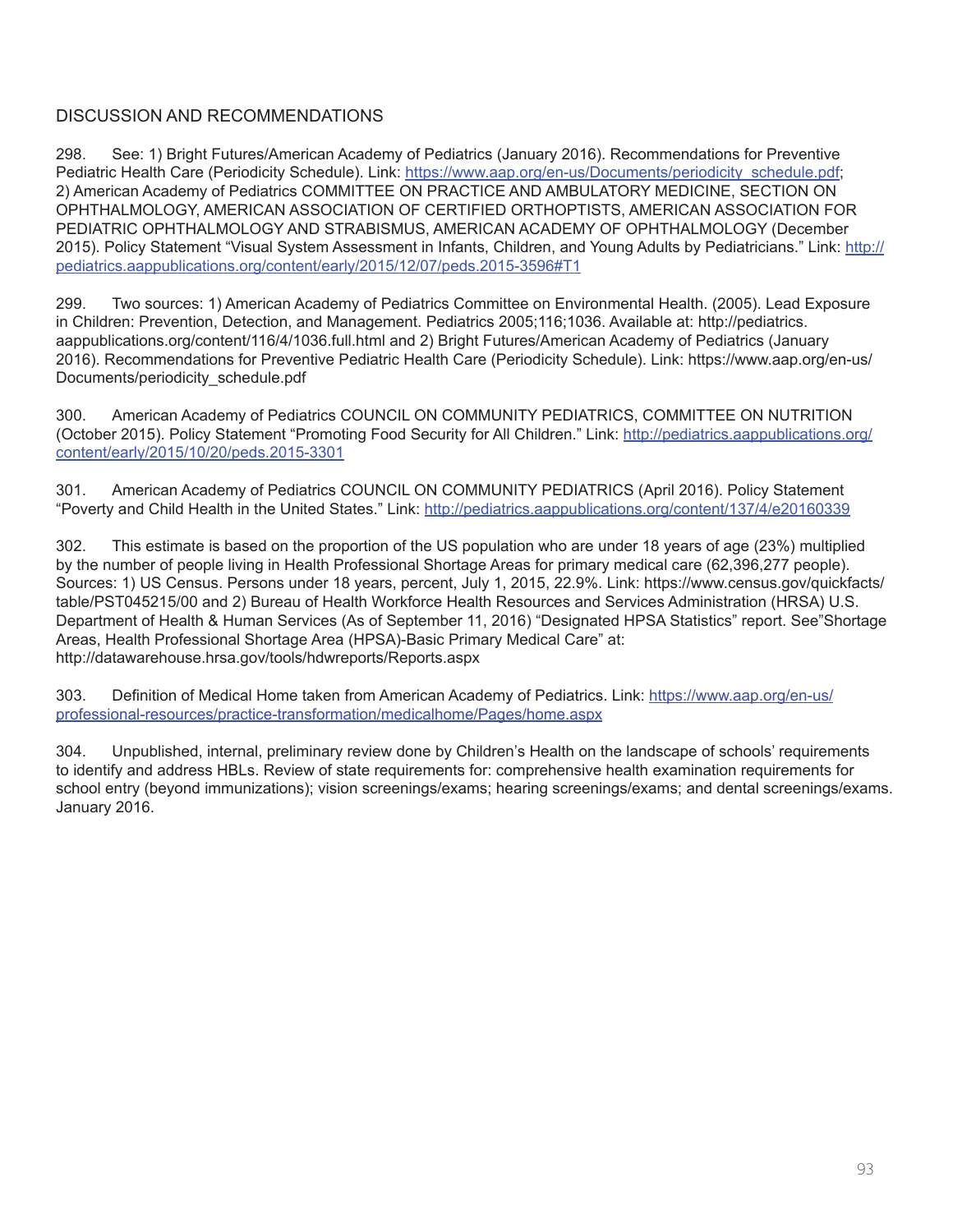DISCUSSION AND RECOMMENDATIONS

298. See: 1) Bright Futures/American Academy of Pediatrics (January 2016). Recommendations for Preventive Pediatric Health Care (Periodicity Schedule). Link: https://www.aap.org/en-us/Documents/periodicity_schedule.pdf; 2) American Academy of Pediatrics COMMITTEE ON PRACTICE AND AMBULATORY MEDICINE, SECTION ON OPHTHALMOLOGY, AMERICAN ASSOCIATION OF CERTIFIED ORTHOPTISTS, AMERICAN ASSOCIATION FOR PEDIATRIC OPHTHALMOLOGY AND STRABISMUS, AMERICAN ACADEMY OF OPHTHALMOLOGY (December 2015). Policy Statement "Visual System Assessment in Infants, Children, and Young Adults by Pediatricians." Link: http://pediatrics.aappublications.org/content/early/2015/12/07/peds.2015-3596#T1

299. Two sources: 1) American Academy of Pediatrics Committee on Environmental Health. (2005). Lead Exposure in Children: Prevention, Detection, and Management. Pediatrics 2005;116;1036. Available at: http://pediatrics.aappublications.org/content/116/4/1036.full.html and 2) Bright Futures/American Academy of Pediatrics (January 2016). Recommendations for Preventive Pediatric Health Care (Periodicity Schedule). Link: https://www.aap.org/en-us/Documents/periodicity_schedule.pdf

300. American Academy of Pediatrics COUNCIL ON COMMUNITY PEDIATRICS, COMMITTEE ON NUTRITION (October 2015). Policy Statement "Promoting Food Security for All Children." Link: http://pediatrics.aappublications.org/content/early/2015/10/20/peds.2015-3301

301. American Academy of Pediatrics COUNCIL ON COMMUNITY PEDIATRICS (April 2016). Policy Statement "Poverty and Child Health in the United States." Link: http://pediatrics.aappublications.org/content/137/4/e20160339

302. This estimate is based on the proportion of the US population who are under 18 years of age (23%) multiplied by the number of people living in Health Professional Shortage Areas for primary medical care (62,396,277 people). Sources: 1) US Census. Persons under 18 years, percent, July 1, 2015, 22.9%. Link: https://www.census.gov/quickfacts/table/PST045215/00 and 2) Bureau of Health Workforce Health Resources and Services Administration (HRSA) U.S. Department of Health & Human Services (As of September 11, 2016) "Designated HPSA Statistics" report. See"Shortage Areas, Health Professional Shortage Area (HPSA)-Basic Primary Medical Care" at: http://datawarehouse.hrsa.gov/tools/hdwreports/Reports.aspx

303. Definition of Medical Home taken from American Academy of Pediatrics. Link: https://www.aap.org/en-us/professional-resources/practice-transformation/medicalhome/Pages/home.aspx

304. Unpublished, internal, preliminary review done by Children's Health on the landscape of schools' requirements to identify and address HBLs. Review of state requirements for: comprehensive health examination requirements for school entry (beyond immunizations); vision screenings/exams; hearing screenings/exams; and dental screenings/exams. January 2016.